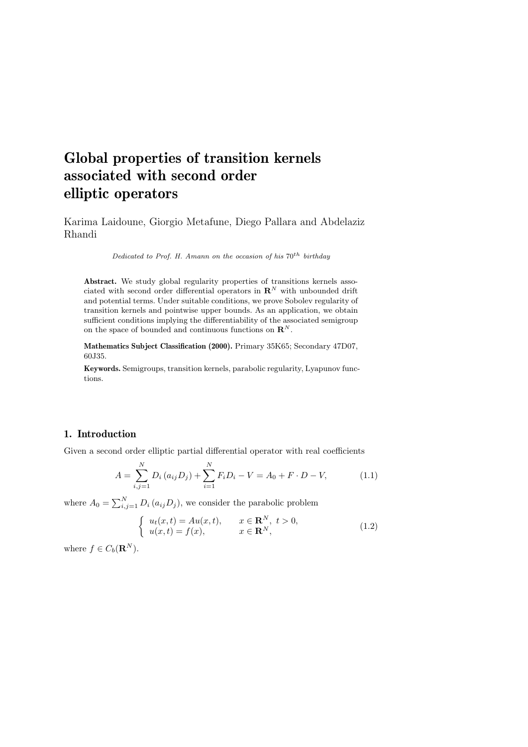# Global properties of transition kernels associated with second order elliptic operators

Karima Laidoune, Giorgio Metafune, Diego Pallara and Abdelaziz Rhandi

*Dedicated to Prof. H. Amann on the occasion of his $70^{th}$ birthday*

**Abstract.** We study global regularity properties of transitions kernels associated with second order differential operators in $\mathbf{R}^N$ with unbounded drift and potential terms. Under suitable conditions, we prove Sobolev regularity of transition kernels and pointwise upper bounds. As an application, we obtain sufficient conditions implying the differentiability of the associated semigroup on the space of bounded and continuous functions on $\mathbf{R}^N$.

**Mathematics Subject Classification (2000).** Primary 35K65; Secondary 47D07, 60J35.

**Keywords.** Semigroups, transition kernels, parabolic regularity, Lyapunov functions.

## 1. Introduction

Given a second order elliptic partial differential operator with real coefficients

$$A = \sum_{i,j=1}^{N} D_i\left(a_{ij} D_j\right) + \sum_{i=1}^{N} F_i D_i - V = A_0 + F \cdot D - V, \tag{1.1}$$

where $A_0 = \sum_{i,j=1}^{N} D_i\left(a_{ij} D_j\right)$, we consider the parabolic problem

$$\begin{cases} u_t(x,t) = Au(x,t), & x \in \mathbf{R}^N,\ t > 0, \\ u(x,t) = f(x), & x \in \mathbf{R}^N, \end{cases} \tag{1.2}$$

where $f \in C_b(\mathbf{R}^N)$.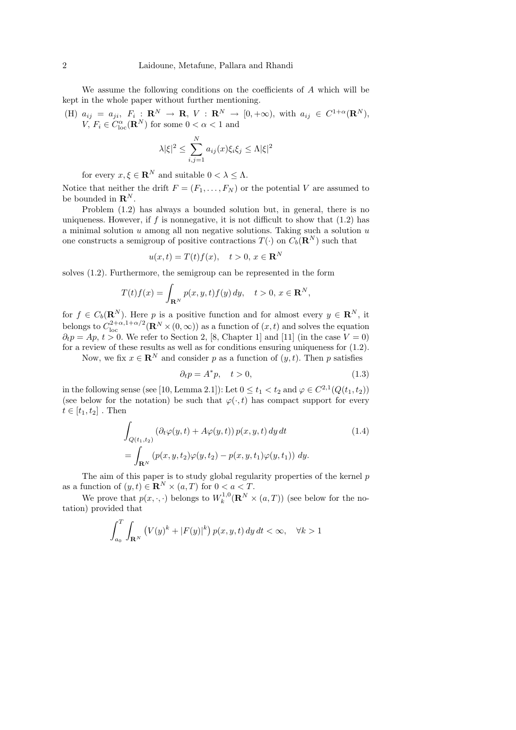We assume the following conditions on the coefficients of $A$ which will be kept in the whole paper without further mentioning.

(H) $a_{ij} = a_{ji}$, $F_i : \mathbf{R}^N \to \mathbf{R}$, $V : \mathbf{R}^N \to [0, +\infty)$, with $a_{ij} \in C^{1+\alpha}(\mathbf{R}^N)$, $V$, $F_i \in C^{\alpha}_{\rm loc}(\mathbf{R}^N)$ for some $0 < \alpha < 1$ and

$$\lambda |\xi|^2 \le \sum_{i,j=1}^N a_{ij}(x)\xi_i\xi_j \le \Lambda |\xi|^2$$

for every $x, \xi \in \mathbf{R}^N$ and suitable $0 < \lambda \le \Lambda$.

Notice that neither the drift $F = (F_1, \ldots, F_N)$ or the potential $V$ are assumed to be bounded in $\mathbf{R}^N$.

Problem (1.2) has always a bounded solution but, in general, there is no uniqueness. However, if $f$ is nonnegative, it is not difficult to show that (1.2) has a minimal solution $u$ among all non negative solutions. Taking such a solution $u$ one constructs a semigroup of positive contractions $T(\cdot)$ on $C_b(\mathbf{R}^N)$ such that

$$u(x,t) = T(t)f(x), \quad t > 0,\ x \in \mathbf{R}^N$$

solves (1.2). Furthermore, the semigroup can be represented in the form

$$T(t)f(x) = \int_{\mathbf{R}^N} p(x,y,t)f(y)\,dy, \quad t > 0,\ x \in \mathbf{R}^N,$$

for $f \in C_b(\mathbf{R}^N)$. Here $p$ is a positive function and for almost every $y \in \mathbf{R}^N$, it belongs to $C^{2+\alpha,1+\alpha/2}_{\rm loc}(\mathbf{R}^N \times (0,\infty))$ as a function of $(x,t)$ and solves the equation $\partial_t p = Ap$, $t > 0$. We refer to Section 2, [8, Chapter 1] and [11] (in the case $V = 0$) for a review of these results as well as for conditions ensuring uniqueness for (1.2).

Now, we fix $x \in \mathbf{R}^N$ and consider $p$ as a function of $(y,t)$. Then $p$ satisfies

$$\partial_t p = A^* p, \quad t > 0, \tag{1.3}$$

in the following sense (see [10, Lemma 2.1]): Let $0 \le t_1 < t_2$ and $\varphi \in C^{2,1}(Q(t_1,t_2))$ (see below for the notation) be such that $\varphi(\cdot,t)$ has compact support for every $t \in [t_1,t_2]$ . Then

$$\begin{aligned} &\int_{Q(t_1,t_2)} \left(\partial_t \varphi(y,t) + A\varphi(y,t)\right) p(x,y,t)\,dy\,dt \\ &= \int_{\mathbf{R}^N} \left(p(x,y,t_2)\varphi(y,t_2) - p(x,y,t_1)\varphi(y,t_1)\right)\,dy. \end{aligned} \tag{1.4}$$

The aim of this paper is to study global regularity properties of the kernel $p$ as a function of $(y,t) \in \mathbf{R}^N \times (a,T)$ for $0 < a < T$.

We prove that $p(x,\cdot,\cdot)$ belongs to $W^{1,0}_k(\mathbf{R}^N \times (a,T))$ (see below for the notation) provided that

$$\int_{a_0}^T \int_{\mathbf{R}^N} \left(V(y)^k + |F(y)|^k\right) p(x,y,t)\,dy\,dt < \infty, \quad \forall k > 1$$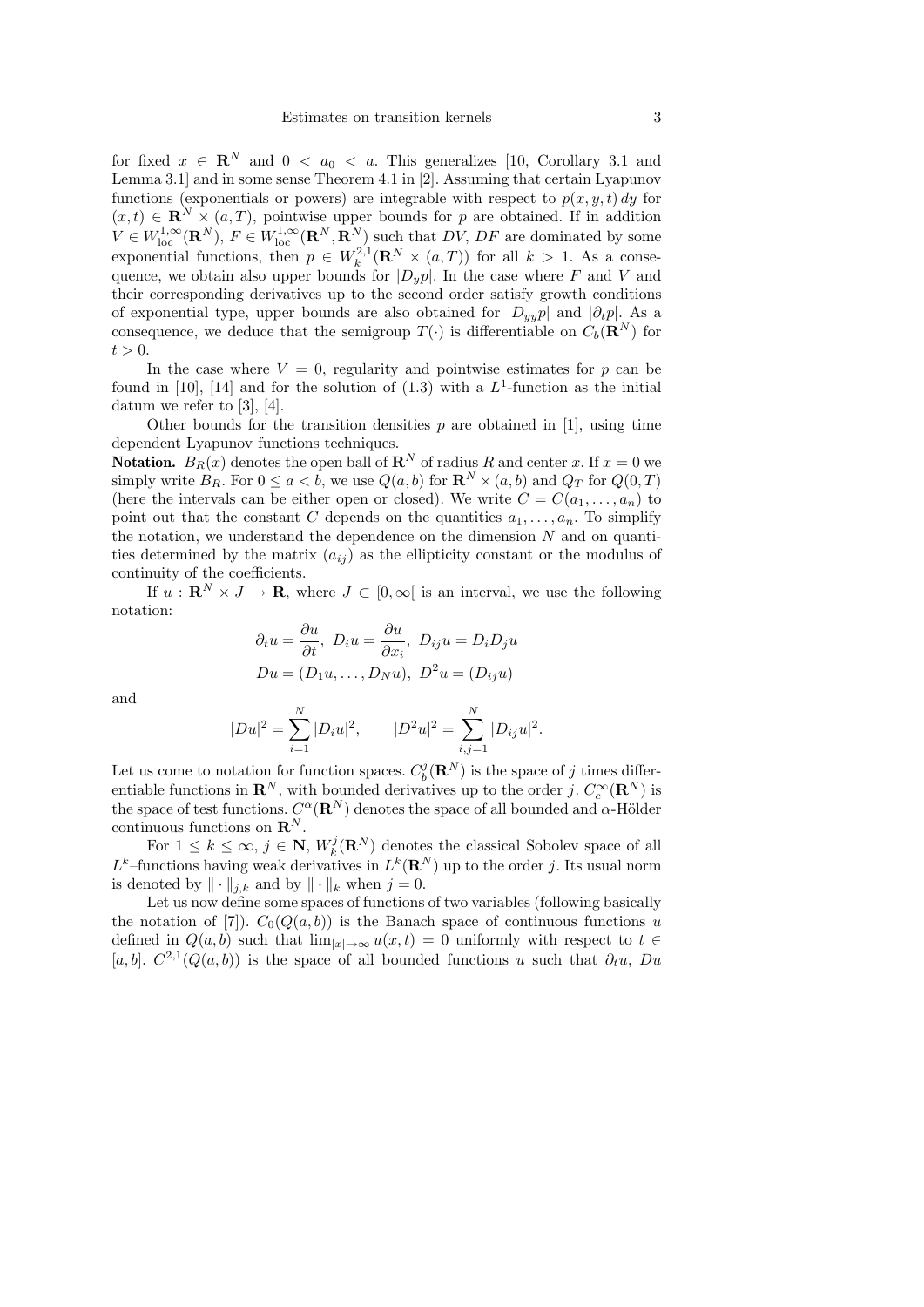for fixed $x \in \mathbf{R}^N$ and $0 < a_0 < a$. This generalizes [10, Corollary 3.1 and Lemma 3.1] and in some sense Theorem 4.1 in [2]. Assuming that certain Lyapunov functions (exponentials or powers) are integrable with respect to $p(x, y, t)\,dy$ for $(x, t) \in \mathbf{R}^N \times (a, T)$, pointwise upper bounds for $p$ are obtained. If in addition $V \in W^{1,\infty}_{\text{loc}}(\mathbf{R}^N)$, $F \in W^{1,\infty}_{\text{loc}}(\mathbf{R}^N, \mathbf{R}^N)$ such that $DV$, $DF$ are dominated by some exponential functions, then $p \in W^{2,1}_k(\mathbf{R}^N \times (a, T))$ for all $k > 1$. As a consequence, we obtain also upper bounds for $|D_y p|$. In the case where $F$ and $V$ and their corresponding derivatives up to the second order satisfy growth conditions of exponential type, upper bounds are also obtained for $|D_{yy} p|$ and $|\partial_t p|$. As a consequence, we deduce that the semigroup $T(\cdot)$ is differentiable on $C_b(\mathbf{R}^N)$ for $t > 0$.

In the case where $V = 0$, regularity and pointwise estimates for $p$ can be found in [10], [14] and for the solution of (1.3) with a $L^1$-function as the initial datum we refer to [3], [4].

Other bounds for the transition densities $p$ are obtained in [1], using time dependent Lyapunov functions techniques.

**Notation.** $B_R(x)$ denotes the open ball of $\mathbf{R}^N$ of radius $R$ and center $x$. If $x = 0$ we simply write $B_R$. For $0 \le a < b$, we use $Q(a, b)$ for $\mathbf{R}^N \times (a, b)$ and $Q_T$ for $Q(0, T)$ (here the intervals can be either open or closed). We write $C = C(a_1, \ldots, a_n)$ to point out that the constant $C$ depends on the quantities $a_1, \ldots, a_n$. To simplify the notation, we understand the dependence on the dimension $N$ and on quantities determined by the matrix $(a_{ij})$ as the ellipticity constant or the modulus of continuity of the coefficients.

If $u : \mathbf{R}^N \times J \to \mathbf{R}$, where $J \subset [0, \infty[$ is an interval, we use the following notation:

$$\partial_t u = \frac{\partial u}{\partial t},\ D_i u = \frac{\partial u}{\partial x_i},\ D_{ij} u = D_i D_j u$$
$$Du = (D_1 u, \ldots, D_N u),\ D^2 u = (D_{ij} u)$$

and

$$|Du|^2 = \sum_{i=1}^N |D_i u|^2, \qquad |D^2 u|^2 = \sum_{i,j=1}^N |D_{ij} u|^2.$$

Let us come to notation for function spaces. $C^j_b(\mathbf{R}^N)$ is the space of $j$ times differentiable functions in $\mathbf{R}^N$, with bounded derivatives up to the order $j$. $C^\infty_c(\mathbf{R}^N)$ is the space of test functions. $C^\alpha(\mathbf{R}^N)$ denotes the space of all bounded and $\alpha$-Hölder continuous functions on $\mathbf{R}^N$.

For $1 \le k \le \infty$, $j \in \mathbf{N}$, $W^j_k(\mathbf{R}^N)$ denotes the classical Sobolev space of all $L^k$–functions having weak derivatives in $L^k(\mathbf{R}^N)$ up to the order $j$. Its usual norm is denoted by $\|\cdot\|_{j,k}$ and by $\|\cdot\|_k$ when $j = 0$.

Let us now define some spaces of functions of two variables (following basically the notation of [7]). $C_0(Q(a, b))$ is the Banach space of continuous functions $u$ defined in $Q(a, b)$ such that $\lim_{|x| \to \infty} u(x, t) = 0$ uniformly with respect to $t \in [a, b]$. $C^{2,1}(Q(a, b))$ is the space of all bounded functions $u$ such that $\partial_t u$, $Du$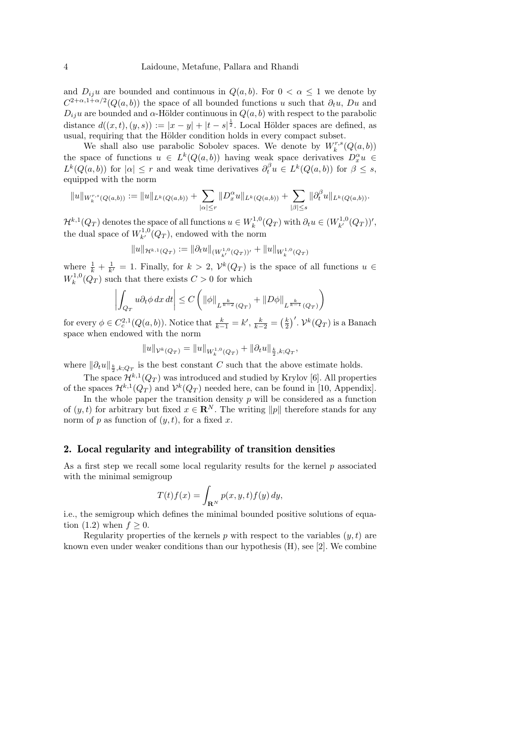and $D_{ij}u$ are bounded and continuous in $Q(a,b)$. For $0 < \alpha \le 1$ we denote by $C^{2+\alpha,1+\alpha/2}(Q(a,b))$ the space of all bounded functions $u$ such that $\partial_t u$, $Du$ and $D_{ij}u$ are bounded and $\alpha$-Hölder continuous in $Q(a,b)$ with respect to the parabolic distance $d((x,t),(y,s)) := |x-y| + |t-s|^{\frac{1}{2}}$. Local Hölder spaces are defined, as usual, requiring that the Hölder condition holds in every compact subset.

We shall also use parabolic Sobolev spaces. We denote by $W_k^{r,s}(Q(a,b))$ the space of functions $u \in L^k(Q(a,b))$ having weak space derivatives $D_x^\alpha u \in L^k(Q(a,b))$ for $|\alpha| \le r$ and weak time derivatives $\partial_t^\beta u \in L^k(Q(a,b))$ for $\beta \le s$, equipped with the norm

$$\|u\|_{W_k^{r,s}(Q(a,b))} := \|u\|_{L^k(Q(a,b))} + \sum_{|\alpha| \le r} \|D_x^\alpha u\|_{L^k(Q(a,b))} + \sum_{|\beta| \le s} \|\partial_t^\beta u\|_{L^k(Q(a,b))}.$$

$\mathcal{H}^{k,1}(Q_T)$ denotes the space of all functions $u \in W_k^{1,0}(Q_T)$ with $\partial_t u \in (W_{k'}^{1,0}(Q_T))'$, the dual space of $W_{k'}^{1,0}(Q_T)$, endowed with the norm

$$\|u\|_{\mathcal{H}^{k,1}(Q_T)} := \|\partial_t u\|_{(W_{k'}^{1,0}(Q_T))'} + \|u\|_{W_k^{1,0}(Q_T)}$$

where $\frac{1}{k} + \frac{1}{k'} = 1$. Finally, for $k > 2$, $\mathcal{V}^k(Q_T)$ is the space of all functions $u \in W_k^{1,0}(Q_T)$ such that there exists $C > 0$ for which

$$\left| \int_{Q_T} u \partial_t \phi \, dx \, dt \right| \le C \left( \|\phi\|_{L^{\frac{k}{k-2}}(Q_T)} + \|D\phi\|_{L^{\frac{k}{k-1}}(Q_T)} \right)$$

for every $\phi \in C_c^{2,1}(Q(a,b))$. Notice that $\frac{k}{k-1} = k'$, $\frac{k}{k-2} = \left(\frac{k}{2}\right)'$. $\mathcal{V}^k(Q_T)$ is a Banach space when endowed with the norm

$$\|u\|_{\mathcal{V}^k(Q_T)} = \|u\|_{W_k^{1,0}(Q_T)} + \|\partial_t u\|_{\frac{k}{2},k;Q_T},$$

where $\|\partial_t u\|_{\frac{k}{2},k;Q_T}$ is the best constant $C$ such that the above estimate holds.

The space $\mathcal{H}^{k,1}(Q_T)$ was introduced and studied by Krylov [6]. All properties of the spaces $\mathcal{H}^{k,1}(Q_T)$ and $\mathcal{V}^k(Q_T)$ needed here, can be found in [10, Appendix].

In the whole paper the transition density $p$ will be considered as a function of $(y,t)$ for arbitrary but fixed $x \in \mathbf{R}^N$. The writing $\|p\|$ therefore stands for any norm of $p$ as function of $(y,t)$, for a fixed $x$.

## 2. Local regularity and integrability of transition densities

As a first step we recall some local regularity results for the kernel $p$ associated with the minimal semigroup

$$T(t)f(x) = \int_{\mathbf{R}^N} p(x,y,t) f(y) \, dy,$$

i.e., the semigroup which defines the minimal bounded positive solutions of equation (1.2) when $f \ge 0$.

Regularity properties of the kernels $p$ with respect to the variables $(y,t)$ are known even under weaker conditions than our hypothesis (H), see [2]. We combine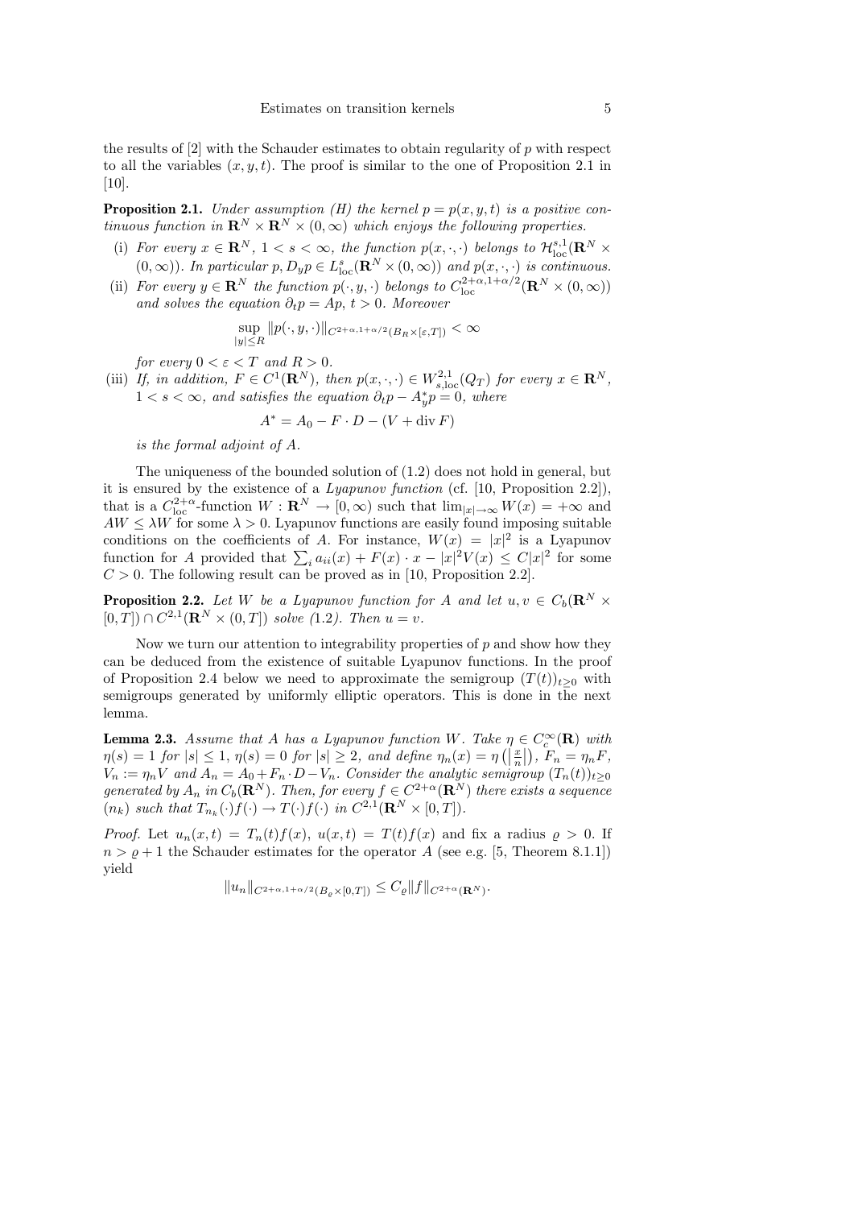the results of [2] with the Schauder estimates to obtain regularity of $p$ with respect to all the variables $(x, y, t)$. The proof is similar to the one of Proposition 2.1 in [10].

**Proposition 2.1.** *Under assumption (H) the kernel $p = p(x, y, t)$ is a positive continuous function in $\mathbf{R}^N \times \mathbf{R}^N \times (0, \infty)$ which enjoys the following properties.*

(i) *For every $x \in \mathbf{R}^N$, $1 < s < \infty$, the function $p(x, \cdot, \cdot)$ belongs to $\mathcal{H}^{s,1}_{\text{loc}}(\mathbf{R}^N \times (0, \infty))$. In particular $p, D_y p \in L^s_{\text{loc}}(\mathbf{R}^N \times (0, \infty))$ and $p(x, \cdot, \cdot)$ is continuous.*

(ii) *For every $y \in \mathbf{R}^N$ the function $p(\cdot, y, \cdot)$ belongs to $C^{2+\alpha, 1+\alpha/2}_{\text{loc}}(\mathbf{R}^N \times (0, \infty))$ and solves the equation $\partial_t p = Ap$, $t > 0$. Moreover*

$$\sup_{|y| \le R} \|p(\cdot, y, \cdot)\|_{C^{2+\alpha, 1+\alpha/2}(B_R \times [\varepsilon, T])} < \infty$$

*for every $0 < \varepsilon < T$ and $R > 0$.*

(iii) *If, in addition, $F \in C^1(\mathbf{R}^N)$, then $p(x, \cdot, \cdot) \in W^{2,1}_{s,\text{loc}}(Q_T)$ for every $x \in \mathbf{R}^N$, $1 < s < \infty$, and satisfies the equation $\partial_t p - A^*_y p = 0$, where*

$$A^* = A_0 - F \cdot D - (V + \operatorname{div} F)$$

*is the formal adjoint of $A$.*

The uniqueness of the bounded solution of (1.2) does not hold in general, but it is ensured by the existence of a *Lyapunov function* (cf. [10, Proposition 2.2]), that is a $C^{2+\alpha}_{\text{loc}}$-function $W : \mathbf{R}^N \to [0, \infty)$ such that $\lim_{|x| \to \infty} W(x) = +\infty$ and $AW \le \lambda W$ for some $\lambda > 0$. Lyapunov functions are easily found imposing suitable conditions on the coefficients of $A$. For instance, $W(x) = |x|^2$ is a Lyapunov function for $A$ provided that $\sum_i a_{ii}(x) + F(x) \cdot x - |x|^2 V(x) \le C|x|^2$ for some $C > 0$. The following result can be proved as in [10, Proposition 2.2].

**Proposition 2.2.** *Let $W$ be a Lyapunov function for $A$ and let $u, v \in C_b(\mathbf{R}^N \times [0, T]) \cap C^{2,1}(\mathbf{R}^N \times (0, T])$ solve (1.2). Then $u = v$.*

Now we turn our attention to integrability properties of $p$ and show how they can be deduced from the existence of suitable Lyapunov functions. In the proof of Proposition 2.4 below we need to approximate the semigroup $(T(t))_{t \ge 0}$ with semigroups generated by uniformly elliptic operators. This is done in the next lemma.

**Lemma 2.3.** *Assume that $A$ has a Lyapunov function $W$. Take $\eta \in C^\infty_c(\mathbf{R})$ with $\eta(s) = 1$ for $|s| \le 1$, $\eta(s) = 0$ for $|s| \ge 2$, and define $\eta_n(x) = \eta\left(\left|\frac{x}{n}\right|\right)$, $F_n = \eta_n F$, $V_n := \eta_n V$ and $A_n = A_0 + F_n \cdot D - V_n$. Consider the analytic semigroup $(T_n(t))_{t \ge 0}$ generated by $A_n$ in $C_b(\mathbf{R}^N)$. Then, for every $f \in C^{2+\alpha}(\mathbf{R}^N)$ there exists a sequence $(n_k)$ such that $T_{n_k}(\cdot) f(\cdot) \to T(\cdot) f(\cdot)$ in $C^{2,1}(\mathbf{R}^N \times [0, T])$.*

*Proof.* Let $u_n(x, t) = T_n(t) f(x)$, $u(x, t) = T(t) f(x)$ and fix a radius $\varrho > 0$. If $n > \varrho + 1$ the Schauder estimates for the operator $A$ (see e.g. [5, Theorem 8.1.1]) yield

$$\|u_n\|_{C^{2+\alpha, 1+\alpha/2}(B_\varrho \times [0, T])} \le C_\varrho \|f\|_{C^{2+\alpha}(\mathbf{R}^N)}.$$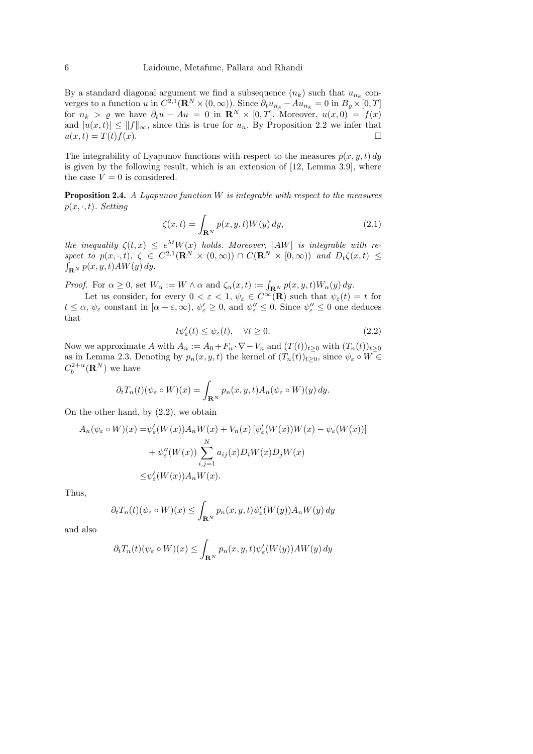By a standard diagonal argument we find a subsequence $(n_k)$ such that $u_{n_k}$ converges to a function $u$ in $C^{2,1}(\mathbf{R}^N \times (0,\infty))$. Since $\partial_t u_{n_k} - A u_{n_k} = 0$ in $B_\varrho \times [0,T]$ for $n_k > \varrho$ we have $\partial_t u - Au = 0$ in $\mathbf{R}^N \times [0,T]$. Moreover, $u(x,0) = f(x)$ and $|u(x,t)| \le \|f\|_\infty$, since this is true for $u_n$. By Proposition 2.2 we infer that $u(x,t) = T(t)f(x)$. $\square$

The integrability of Lyapunov functions with respect to the measures $p(x,y,t)\,dy$ is given by the following result, which is an extension of [12, Lemma 3.9], where the case $V = 0$ is considered.

**Proposition 2.4.** *A Lyapunov function $W$ is integrable with respect to the measures $p(x,\cdot,t)$. Setting*

$$\zeta(x,t) = \int_{\mathbf{R}^N} p(x,y,t) W(y)\,dy, \tag{2.1}$$

*the inequality $\zeta(t,x) \le e^{\lambda t} W(x)$ holds. Moreover, $|AW|$ is integrable with respect to $p(x,\cdot,t)$, $\zeta \in C^{2,1}(\mathbf{R}^N \times (0,\infty)) \cap C(\mathbf{R}^N \times [0,\infty))$ and $D_t \zeta(x,t) \le \int_{\mathbf{R}^N} p(x,y,t) AW(y)\,dy$.*

*Proof.* For $\alpha \ge 0$, set $W_\alpha := W \wedge \alpha$ and $\zeta_\alpha(x,t) := \int_{\mathbf{R}^N} p(x,y,t) W_\alpha(y)\,dy$.

Let us consider, for every $0 < \varepsilon < 1$, $\psi_\varepsilon \in C^\infty(\mathbf{R})$ such that $\psi_\varepsilon(t) = t$ for $t \le \alpha$, $\psi_\varepsilon$ constant in $[\alpha + \varepsilon, \infty)$, $\psi'_\varepsilon \ge 0$, and $\psi''_\varepsilon \le 0$. Since $\psi''_\varepsilon \le 0$ one deduces that

$$t\psi'_\varepsilon(t) \le \psi_\varepsilon(t), \quad \forall t \ge 0. \tag{2.2}$$

Now we approximate $A$ with $A_n := A_0 + F_n \cdot \nabla - V_n$ and $(T(t))_{t\ge0}$ with $(T_n(t))_{t\ge0}$ as in Lemma 2.3. Denoting by $p_n(x,y,t)$ the kernel of $(T_n(t))_{t\ge0}$, since $\psi_\varepsilon \circ W \in C_b^{2+\alpha}(\mathbf{R}^N)$ we have

$$\partial_t T_n(t)(\psi_\varepsilon \circ W)(x) = \int_{\mathbf{R}^N} p_n(x,y,t) A_n(\psi_\varepsilon \circ W)(y)\,dy.$$

On the other hand, by (2.2), we obtain

$$\begin{aligned}
A_n(\psi_\varepsilon \circ W)(x) =& \psi'_\varepsilon(W(x)) A_n W(x) + V_n(x)\left[\psi'_\varepsilon(W(x))W(x) - \psi_\varepsilon(W(x))\right] \\
&+ \psi''_\varepsilon(W(x)) \sum_{i,j=1}^N a_{ij}(x) D_i W(x) D_j W(x) \\
\le& \psi'_\varepsilon(W(x)) A_n W(x).
\end{aligned}$$

Thus,

$$\partial_t T_n(t)(\psi_\varepsilon \circ W)(x) \le \int_{\mathbf{R}^N} p_n(x,y,t) \psi'_\varepsilon(W(y)) A_n W(y)\,dy$$

and also

$$\partial_t T_n(t)(\psi_\varepsilon \circ W)(x) \le \int_{\mathbf{R}^N} p_n(x,y,t) \psi'_\varepsilon(W(y)) AW(y)\,dy$$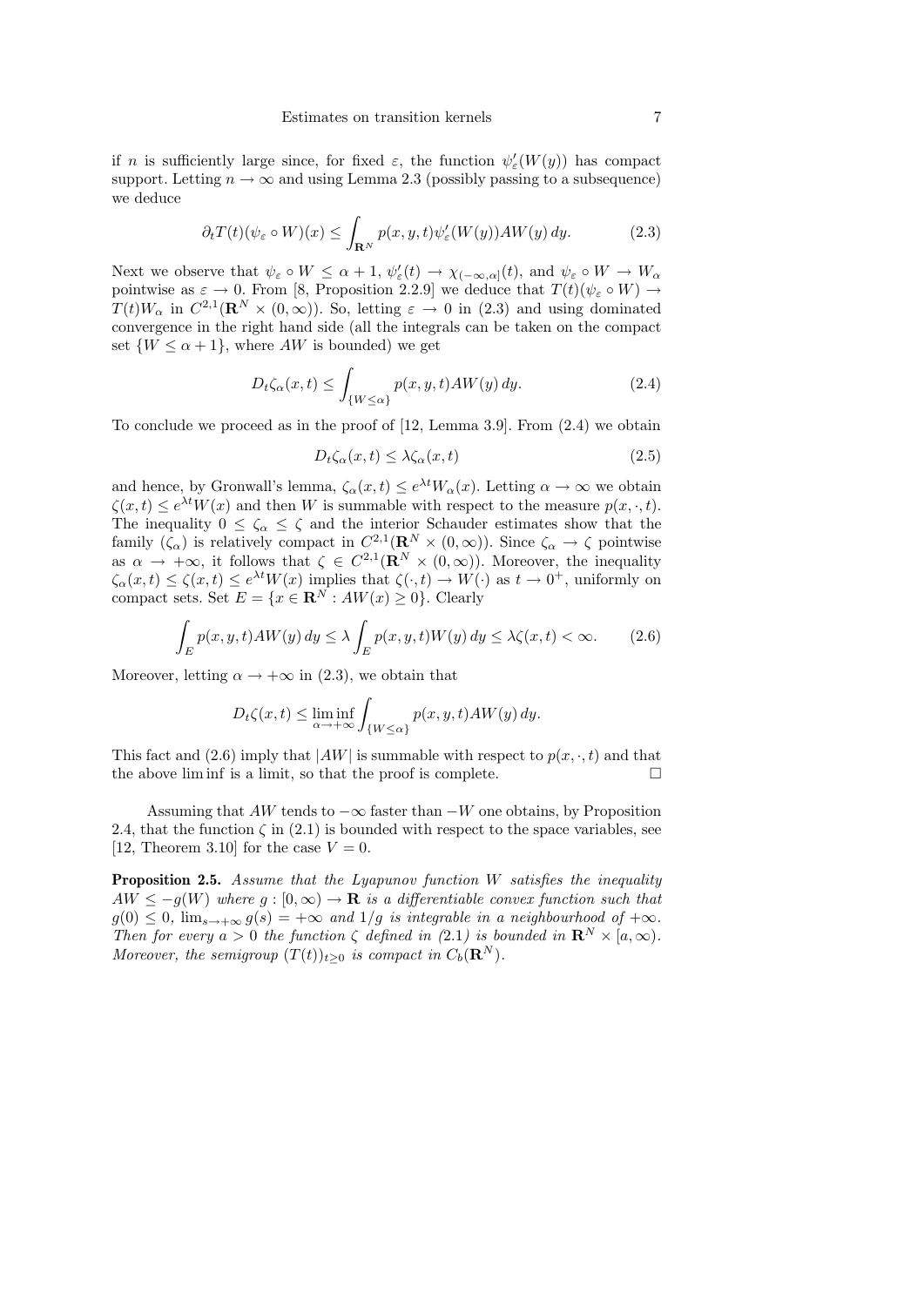if $n$ is sufficiently large since, for fixed $\varepsilon$, the function $\psi'_\varepsilon(W(y))$ has compact support. Letting $n \to \infty$ and using Lemma 2.3 (possibly passing to a subsequence) we deduce

$$\partial_t T(t)(\psi_\varepsilon \circ W)(x) \le \int_{\mathbf{R}^N} p(x,y,t)\psi'_\varepsilon(W(y))AW(y)\,dy. \tag{2.3}$$

Next we observe that $\psi_\varepsilon \circ W \le \alpha + 1$, $\psi'_\varepsilon(t) \to \chi_{(-\infty,\alpha]}(t)$, and $\psi_\varepsilon \circ W \to W_\alpha$ pointwise as $\varepsilon \to 0$. From [8, Proposition 2.2.9] we deduce that $T(t)(\psi_\varepsilon \circ W) \to T(t)W_\alpha$ in $C^{2,1}(\mathbf{R}^N \times (0,\infty))$. So, letting $\varepsilon \to 0$ in (2.3) and using dominated convergence in the right hand side (all the integrals can be taken on the compact set $\{W \le \alpha+1\}$, where $AW$ is bounded) we get

$$D_t\zeta_\alpha(x,t) \le \int_{\{W\le\alpha\}} p(x,y,t)AW(y)\,dy. \tag{2.4}$$

To conclude we proceed as in the proof of [12, Lemma 3.9]. From (2.4) we obtain

$$D_t\zeta_\alpha(x,t) \le \lambda\zeta_\alpha(x,t) \tag{2.5}$$

and hence, by Gronwall's lemma, $\zeta_\alpha(x,t) \le e^{\lambda t}W_\alpha(x)$. Letting $\alpha \to \infty$ we obtain $\zeta(x,t) \le e^{\lambda t}W(x)$ and then $W$ is summable with respect to the measure $p(x,\cdot,t)$. The inequality $0 \le \zeta_\alpha \le \zeta$ and the interior Schauder estimates show that the family $(\zeta_\alpha)$ is relatively compact in $C^{2,1}(\mathbf{R}^N \times (0,\infty))$. Since $\zeta_\alpha \to \zeta$ pointwise as $\alpha \to +\infty$, it follows that $\zeta \in C^{2,1}(\mathbf{R}^N \times (0,\infty))$. Moreover, the inequality $\zeta_\alpha(x,t) \le \zeta(x,t) \le e^{\lambda t}W(x)$ implies that $\zeta(\cdot,t) \to W(\cdot)$ as $t \to 0^+$, uniformly on compact sets. Set $E = \{x \in \mathbf{R}^N : AW(x) \ge 0\}$. Clearly

$$\int_E p(x,y,t)AW(y)\,dy \le \lambda\int_E p(x,y,t)W(y)\,dy \le \lambda\zeta(x,t) < \infty. \tag{2.6}$$

Moreover, letting $\alpha \to +\infty$ in (2.3), we obtain that

$$D_t\zeta(x,t) \le \liminf_{\alpha\to+\infty}\int_{\{W\le\alpha\}} p(x,y,t)AW(y)\,dy.$$

This fact and (2.6) imply that $|AW|$ is summable with respect to $p(x,\cdot,t)$ and that the above lim inf is a limit, so that the proof is complete. □

Assuming that $AW$ tends to $-\infty$ faster than $-W$ one obtains, by Proposition 2.4, that the function $\zeta$ in (2.1) is bounded with respect to the space variables, see [12, Theorem 3.10] for the case $V = 0$.

**Proposition 2.5.** *Assume that the Lyapunov function $W$ satisfies the inequality $AW \le -g(W)$ where $g : [0,\infty) \to \mathbf{R}$ is a differentiable convex function such that $g(0) \le 0$, $\lim_{s\to+\infty} g(s) = +\infty$ and $1/g$ is integrable in a neighbourhood of $+\infty$. Then for every $a > 0$ the function $\zeta$ defined in (2.1) is bounded in $\mathbf{R}^N \times [a,\infty)$. Moreover, the semigroup $(T(t))_{t\ge0}$ is compact in $C_b(\mathbf{R}^N)$.*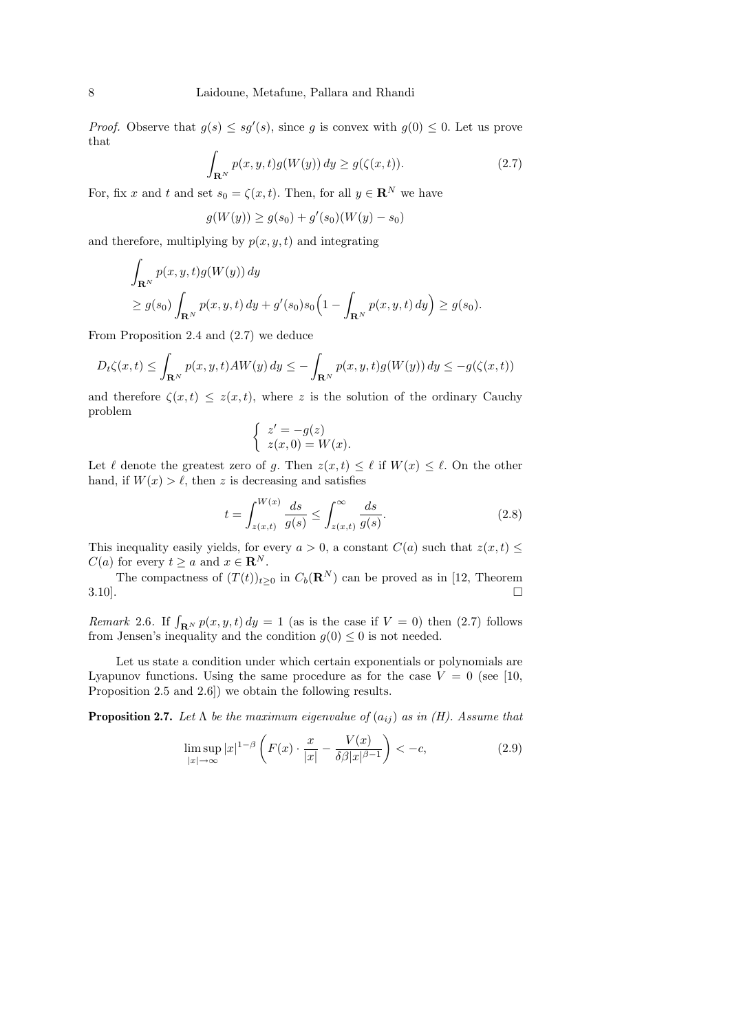*Proof.* Observe that $g(s) \le s g'(s)$, since $g$ is convex with $g(0) \le 0$. Let us prove that

$$\int_{\mathbf{R}^N} p(x,y,t) g(W(y))\, dy \ge g(\zeta(x,t)). \tag{2.7}$$

For, fix $x$ and $t$ and set $s_0 = \zeta(x,t)$. Then, for all $y \in \mathbf{R}^N$ we have

$$g(W(y)) \ge g(s_0) + g'(s_0)(W(y) - s_0)$$

and therefore, multiplying by $p(x,y,t)$ and integrating

$$\begin{aligned}
&\int_{\mathbf{R}^N} p(x,y,t) g(W(y))\, dy \\
&\ge g(s_0) \int_{\mathbf{R}^N} p(x,y,t)\, dy + g'(s_0) s_0 \Big(1 - \int_{\mathbf{R}^N} p(x,y,t)\, dy\Big) \ge g(s_0).
\end{aligned}$$

From Proposition 2.4 and (2.7) we deduce

$$D_t \zeta(x,t) \le \int_{\mathbf{R}^N} p(x,y,t) A W(y)\, dy \le -\int_{\mathbf{R}^N} p(x,y,t) g(W(y))\, dy \le -g(\zeta(x,t))$$

and therefore $\zeta(x,t) \le z(x,t)$, where $z$ is the solution of the ordinary Cauchy problem

$$\begin{cases} z' = -g(z) \\ z(x,0) = W(x). \end{cases}$$

Let $\ell$ denote the greatest zero of $g$. Then $z(x,t) \le \ell$ if $W(x) \le \ell$. On the other hand, if $W(x) > \ell$, then $z$ is decreasing and satisfies

$$t = \int_{z(x,t)}^{W(x)} \frac{ds}{g(s)} \le \int_{z(x,t)}^{\infty} \frac{ds}{g(s)}. \tag{2.8}$$

This inequality easily yields, for every $a > 0$, a constant $C(a)$ such that $z(x,t) \le C(a)$ for every $t \ge a$ and $x \in \mathbf{R}^N$.

The compactness of $(T(t))_{t \ge 0}$ in $C_b(\mathbf{R}^N)$ can be proved as in [12, Theorem 3.10]. □

*Remark* 2.6. If $\int_{\mathbf{R}^N} p(x,y,t)\, dy = 1$ (as is the case if $V = 0$) then (2.7) follows from Jensen's inequality and the condition $g(0) \le 0$ is not needed.

Let us state a condition under which certain exponentials or polynomials are Lyapunov functions. Using the same procedure as for the case $V = 0$ (see [10, Proposition 2.5 and 2.6]) we obtain the following results.

**Proposition 2.7.** *Let $\Lambda$ be the maximum eigenvalue of $(a_{ij})$ as in (H). Assume that*

$$\limsup_{|x| \to \infty} |x|^{1-\beta} \left( F(x) \cdot \frac{x}{|x|} - \frac{V(x)}{\delta \beta |x|^{\beta - 1}} \right) < -c, \tag{2.9}$$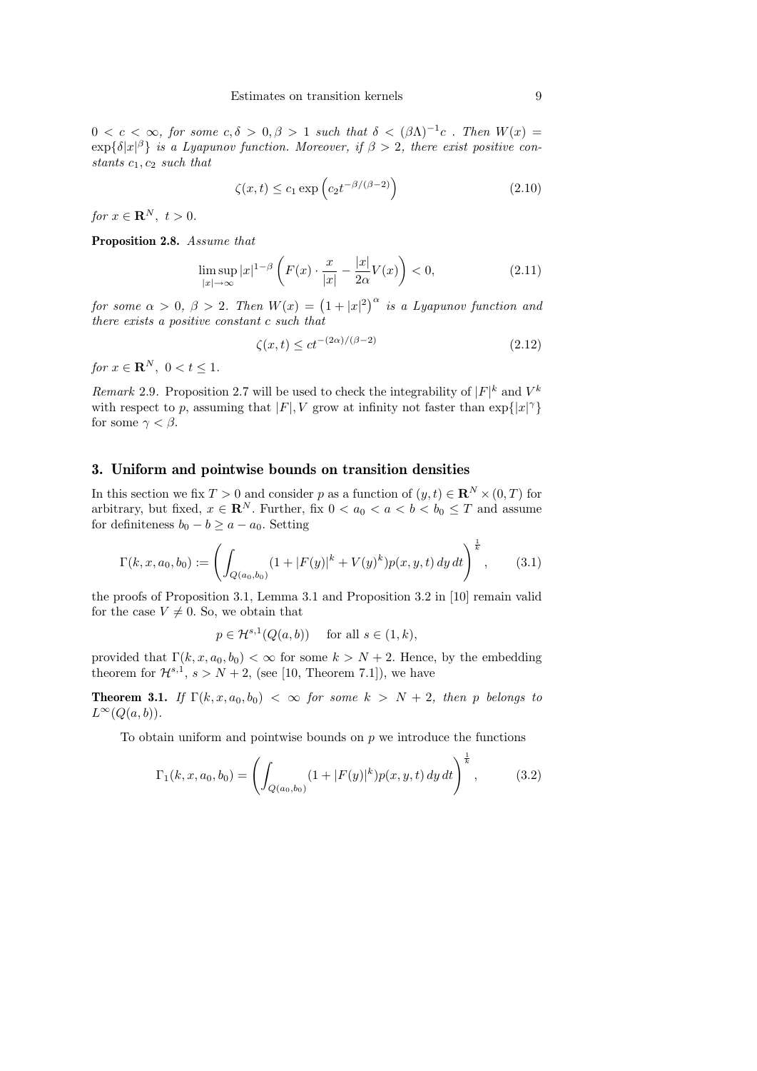$0 < c < \infty$, *for some* $c, \delta > 0, \beta > 1$ *such that* $\delta < (\beta\Lambda)^{-1}c$ . *Then* $W(x) = \exp\{\delta|x|^\beta\}$ *is a Lyapunov function. Moreover, if* $\beta > 2$, *there exist positive constants* $c_1, c_2$ *such that*

$$\zeta(x,t) \le c_1 \exp\left(c_2 t^{-\beta/(\beta-2)}\right) \tag{2.10}$$

*for* $x \in \mathbf{R}^N,\ t > 0$.

**Proposition 2.8.** *Assume that*

$$\limsup_{|x|\to\infty} |x|^{1-\beta}\left(F(x)\cdot\frac{x}{|x|} - \frac{|x|}{2\alpha}V(x)\right) < 0, \tag{2.11}$$

*for some* $\alpha > 0$, $\beta > 2$. *Then* $W(x) = \left(1+|x|^2\right)^\alpha$ *is a Lyapunov function and there exists a positive constant* $c$ *such that*

$$\zeta(x,t) \le c t^{-(2\alpha)/(\beta-2)} \tag{2.12}$$

*for* $x \in \mathbf{R}^N,\ 0 < t \le 1$.

*Remark* 2.9. Proposition 2.7 will be used to check the integrability of $|F|^k$ and $V^k$ with respect to $p$, assuming that $|F|, V$ grow at infinity not faster than $\exp\{|x|^\gamma\}$ for some $\gamma < \beta$.

## 3. Uniform and pointwise bounds on transition densities

In this section we fix $T > 0$ and consider $p$ as a function of $(y,t) \in \mathbf{R}^N \times (0,T)$ for arbitrary, but fixed, $x \in \mathbf{R}^N$. Further, fix $0 < a_0 < a < b < b_0 \le T$ and assume for definiteness $b_0 - b \ge a - a_0$. Setting

$$\Gamma(k,x,a_0,b_0) := \left(\int_{Q(a_0,b_0)} (1+|F(y)|^k + V(y)^k)p(x,y,t)\,dy\,dt\right)^{\frac{1}{k}}, \tag{3.1}$$

the proofs of Proposition 3.1, Lemma 3.1 and Proposition 3.2 in [10] remain valid for the case $V \neq 0$. So, we obtain that

$$p \in \mathcal{H}^{s,1}(Q(a,b)) \quad \text{for all } s \in (1,k),$$

provided that $\Gamma(k,x,a_0,b_0) < \infty$ for some $k > N+2$. Hence, by the embedding theorem for $\mathcal{H}^{s,1}$, $s > N+2$, (see [10, Theorem 7.1]), we have

**Theorem 3.1.** *If* $\Gamma(k,x,a_0,b_0) < \infty$ *for some* $k > N+2$, *then* $p$ *belongs to* $L^\infty(Q(a,b))$.

To obtain uniform and pointwise bounds on $p$ we introduce the functions

$$\Gamma_1(k,x,a_0,b_0) = \left(\int_{Q(a_0,b_0)} (1+|F(y)|^k)p(x,y,t)\,dy\,dt\right)^{\frac{1}{k}}, \tag{3.2}$$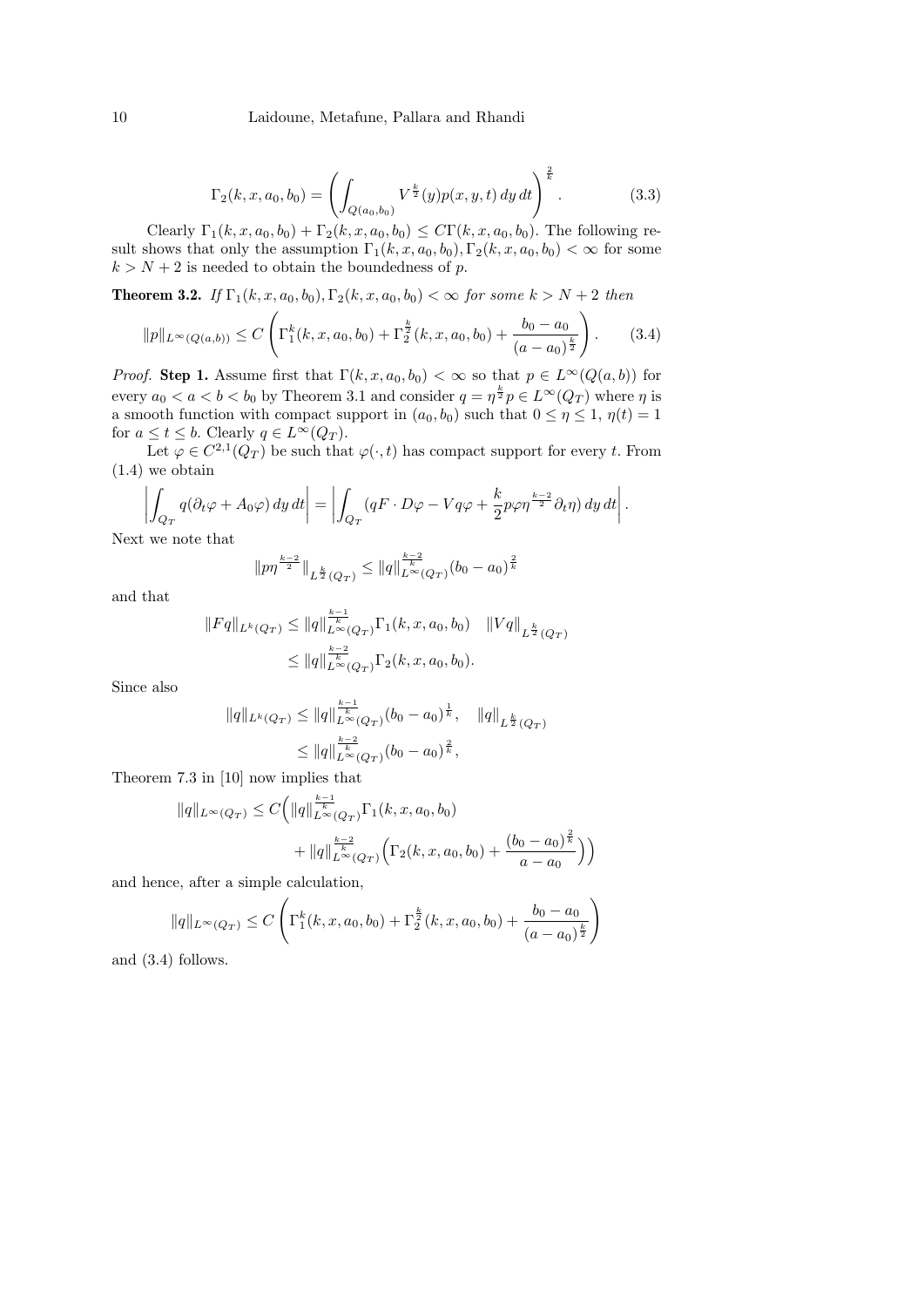$$
\Gamma_2(k,x,a_0,b_0) = \left( \int_{Q(a_0,b_0)} V^{\frac{k}{2}}(y) p(x,y,t)\, dy\, dt \right)^{\frac{2}{k}}. \tag{3.3}
$$

Clearly $\Gamma_1(k,x,a_0,b_0) + \Gamma_2(k,x,a_0,b_0) \le C\Gamma(k,x,a_0,b_0)$. The following result shows that only the assumption $\Gamma_1(k,x,a_0,b_0), \Gamma_2(k,x,a_0,b_0) < \infty$ for some $k > N+2$ is needed to obtain the boundedness of $p$.

**Theorem 3.2.** *If $\Gamma_1(k,x,a_0,b_0), \Gamma_2(k,x,a_0,b_0) < \infty$ for some $k > N+2$ then*

$$
\|p\|_{L^\infty(Q(a,b))} \le C \left( \Gamma_1^k(k,x,a_0,b_0) + \Gamma_2^{\frac{k}{2}}(k,x,a_0,b_0) + \frac{b_0 - a_0}{(a-a_0)^{\frac{k}{2}}} \right). \tag{3.4}
$$

*Proof.* **Step 1.** Assume first that $\Gamma(k,x,a_0,b_0) < \infty$ so that $p \in L^\infty(Q(a,b))$ for every $a_0 < a < b < b_0$ by Theorem 3.1 and consider $q = \eta^{\frac{k}{2}} p \in L^\infty(Q_T)$ where $\eta$ is a smooth function with compact support in $(a_0,b_0)$ such that $0 \le \eta \le 1$, $\eta(t) = 1$ for $a \le t \le b$. Clearly $q \in L^\infty(Q_T)$.

Let $\varphi \in C^{2,1}(Q_T)$ be such that $\varphi(\cdot,t)$ has compact support for every $t$. From (1.4) we obtain

$$
\left| \int_{Q_T} q(\partial_t \varphi + A_0 \varphi)\, dy\, dt \right| = \left| \int_{Q_T} (qF \cdot D\varphi - Vq\varphi + \frac{k}{2} p \varphi \eta^{\frac{k-2}{2}} \partial_t \eta)\, dy\, dt \right|.
$$

Next we note that

$$
\|p \eta^{\frac{k-2}{2}}\|_{L^{\frac{k}{2}}(Q_T)} \le \|q\|_{L^\infty(Q_T)}^{\frac{k-2}{k}} (b_0 - a_0)^{\frac{2}{k}}
$$

and that

$$
\|Fq\|_{L^k(Q_T)} \le \|q\|_{L^\infty(Q_T)}^{\frac{k-1}{k}} \Gamma_1(k,x,a_0,b_0) \quad \|Vq\|_{L^{\frac{k}{2}}(Q_T)} \le \|q\|_{L^\infty(Q_T)}^{\frac{k-2}{k}} \Gamma_2(k,x,a_0,b_0).
$$

Since also

$$
\|q\|_{L^k(Q_T)} \le \|q\|_{L^\infty(Q_T)}^{\frac{k-1}{k}} (b_0 - a_0)^{\frac{1}{k}}, \quad \|q\|_{L^{\frac{k}{2}}(Q_T)} \le \|q\|_{L^\infty(Q_T)}^{\frac{k-2}{k}} (b_0 - a_0)^{\frac{2}{k}},
$$

Theorem 7.3 in [10] now implies that

$$
\|q\|_{L^\infty(Q_T)} \le C \Big( \|q\|_{L^\infty(Q_T)}^{\frac{k-1}{k}} \Gamma_1(k,x,a_0,b_0) + \|q\|_{L^\infty(Q_T)}^{\frac{k-2}{k}} \Big( \Gamma_2(k,x,a_0,b_0) + \frac{(b_0 - a_0)^{\frac{2}{k}}}{a - a_0} \Big) \Big)
$$

and hence, after a simple calculation,

$$
\|q\|_{L^\infty(Q_T)} \le C \left( \Gamma_1^k(k,x,a_0,b_0) + \Gamma_2^{\frac{k}{2}}(k,x,a_0,b_0) + \frac{b_0 - a_0}{(a - a_0)^{\frac{k}{2}}} \right)
$$

and (3.4) follows.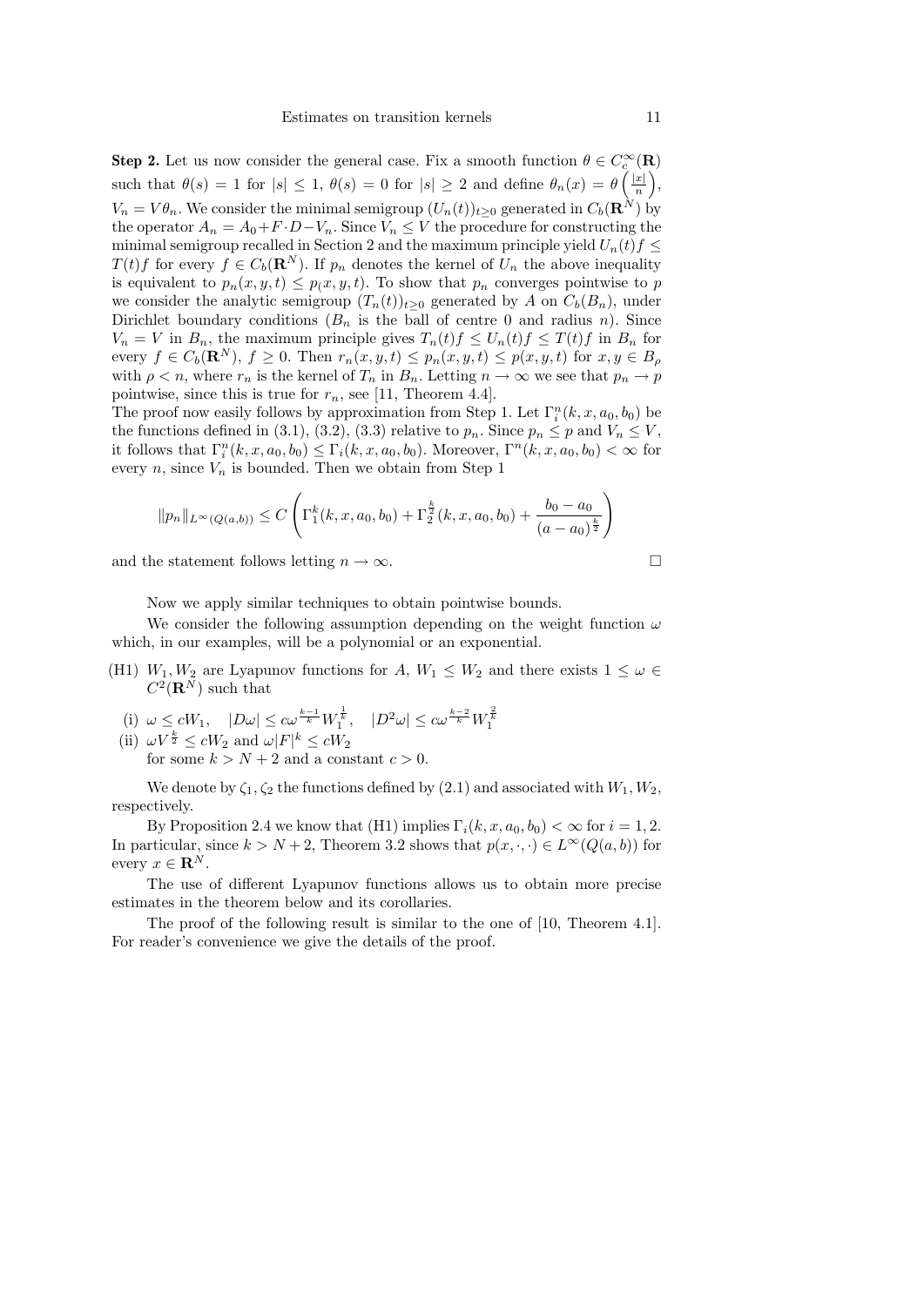**Step 2.** Let us now consider the general case. Fix a smooth function $\theta \in C_c^\infty(\mathbf{R})$ such that $\theta(s) = 1$ for $|s| \le 1$, $\theta(s) = 0$ for $|s| \ge 2$ and define $\theta_n(x) = \theta\left(\frac{|x|}{n}\right)$, $V_n = V\theta_n$. We consider the minimal semigroup $(U_n(t))_{t\ge 0}$ generated in $C_b(\mathbf{R}^N)$ by the operator $A_n = A_0 + F\cdot D - V_n$. Since $V_n \le V$ the procedure for constructing the minimal semigroup recalled in Section 2 and the maximum principle yield $U_n(t)f \le T(t)f$ for every $f \in C_b(\mathbf{R}^N)$. If $p_n$ denotes the kernel of $U_n$ the above inequality is equivalent to $p_n(x,y,t) \le p_(x,y,t)$. To show that $p_n$ converges pointwise to $p$ we consider the analytic semigroup $(T_n(t))_{t\ge 0}$ generated by $A$ on $C_b(B_n)$, under Dirichlet boundary conditions ($B_n$ is the ball of centre 0 and radius $n$). Since $V_n = V$ in $B_n$, the maximum principle gives $T_n(t)f \le U_n(t)f \le T(t)f$ in $B_n$ for every $f \in C_b(\mathbf{R}^N)$, $f \ge 0$. Then $r_n(x,y,t) \le p_n(x,y,t) \le p(x,y,t)$ for $x,y \in B_\rho$ with $\rho < n$, where $r_n$ is the kernel of $T_n$ in $B_n$. Letting $n \to \infty$ we see that $p_n \to p$ pointwise, since this is true for $r_n$, see [11, Theorem 4.4].
The proof now easily follows by approximation from Step 1. Let $\Gamma_i^n(k,x,a_0,b_0)$ be the functions defined in (3.1), (3.2), (3.3) relative to $p_n$. Since $p_n \le p$ and $V_n \le V$, it follows that $\Gamma_i^n(k,x,a_0,b_0) \le \Gamma_i(k,x,a_0,b_0)$. Moreover, $\Gamma^n(k,x,a_0,b_0) < \infty$ for every $n$, since $V_n$ is bounded. Then we obtain from Step 1

$$\|p_n\|_{L^\infty(Q(a,b))} \le C\left(\Gamma_1^k(k,x,a_0,b_0) + \Gamma_2^{\frac{k}{2}}(k,x,a_0,b_0) + \frac{b_0 - a_0}{(a-a_0)^{\frac{k}{2}}}\right)$$

and the statement follows letting $n \to \infty$. $\square$

Now we apply similar techniques to obtain pointwise bounds.

We consider the following assumption depending on the weight function $\omega$ which, in our examples, will be a polynomial or an exponential.

(H1) $W_1, W_2$ are Lyapunov functions for $A$, $W_1 \le W_2$ and there exists $1 \le \omega \in C^2(\mathbf{R}^N)$ such that

  (i) $\omega \le cW_1$, $\quad |D\omega| \le c\omega^{\frac{k-1}{k}} W_1^{\frac{1}{k}}$, $\quad |D^2\omega| \le c\omega^{\frac{k-2}{k}} W_1^{\frac{2}{k}}$
  (ii) $\omega V^{\frac{k}{2}} \le cW_2$ and $\omega|F|^k \le cW_2$
  for some $k > N+2$ and a constant $c > 0$.

We denote by $\zeta_1, \zeta_2$ the functions defined by (2.1) and associated with $W_1, W_2$, respectively.

By Proposition 2.4 we know that (H1) implies $\Gamma_i(k,x,a_0,b_0) < \infty$ for $i = 1,2$. In particular, since $k > N+2$, Theorem 3.2 shows that $p(x,\cdot,\cdot) \in L^\infty(Q(a,b))$ for every $x \in \mathbf{R}^N$.

The use of different Lyapunov functions allows us to obtain more precise estimates in the theorem below and its corollaries.

The proof of the following result is similar to the one of [10, Theorem 4.1]. For reader's convenience we give the details of the proof.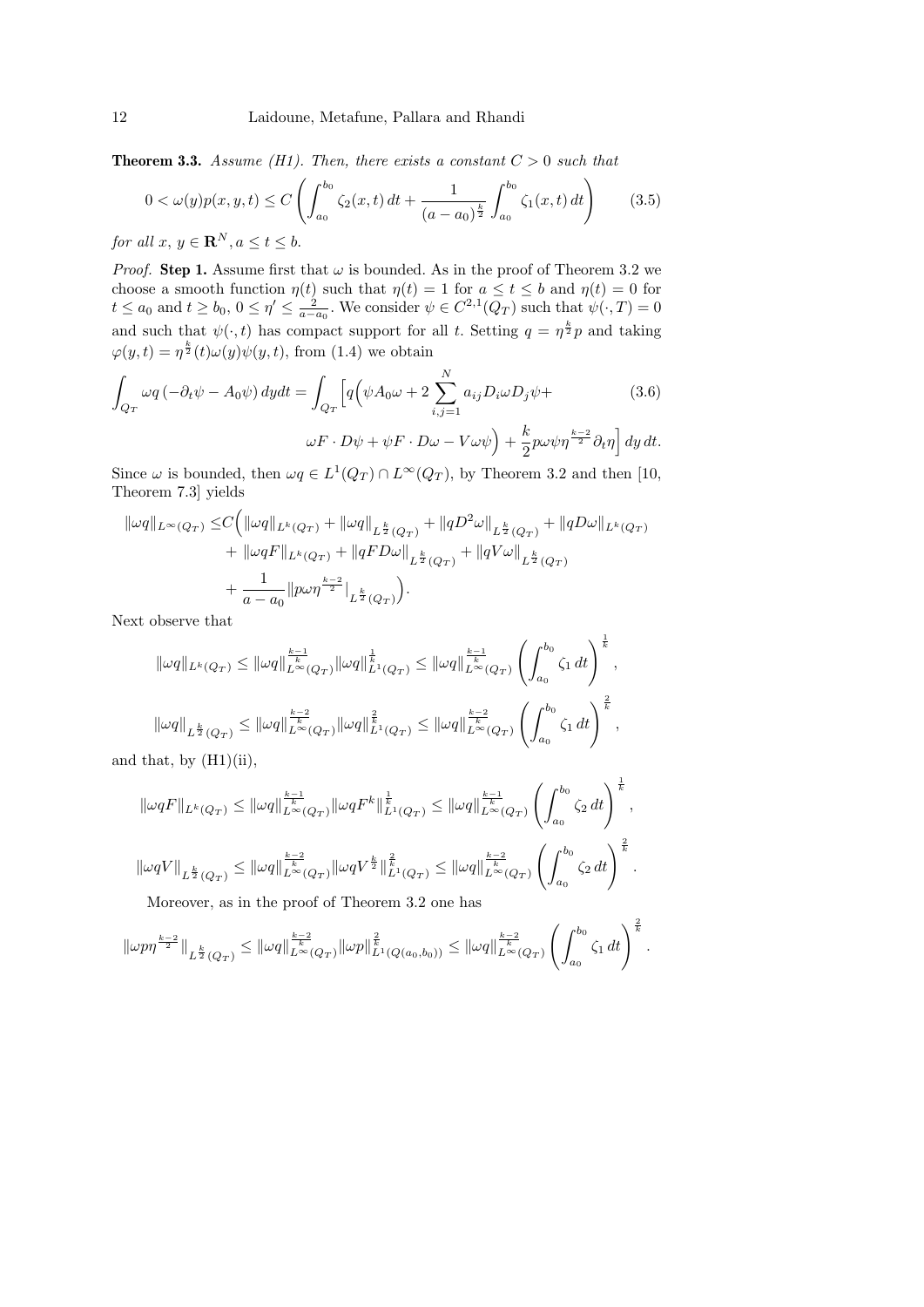**Theorem 3.3.** *Assume (H1). Then, there exists a constant $C > 0$ such that*

$$0 < \omega(y)p(x,y,t) \le C\left(\int_{a_0}^{b_0} \zeta_2(x,t)\,dt + \frac{1}{(a-a_0)^{\frac{k}{2}}}\int_{a_0}^{b_0} \zeta_1(x,t)\,dt\right) \tag{3.5}$$

*for all $x,\, y \in \mathbf{R}^N, a \le t \le b$.*

*Proof.* **Step 1.** Assume first that $\omega$ is bounded. As in the proof of Theorem 3.2 we choose a smooth function $\eta(t)$ such that $\eta(t) = 1$ for $a \le t \le b$ and $\eta(t) = 0$ for $t \le a_0$ and $t \ge b_0$, $0 \le \eta' \le \frac{2}{a-a_0}$. We consider $\psi \in C^{2,1}(Q_T)$ such that $\psi(\cdot, T) = 0$ and such that $\psi(\cdot, t)$ has compact support for all $t$. Setting $q = \eta^{\frac{k}{2}} p$ and taking $\varphi(y,t) = \eta^{\frac{k}{2}}(t)\omega(y)\psi(y,t)$, from (1.4) we obtain

$$\int_{Q_T} \omega q\left(-\partial_t\psi - A_0\psi\right)dydt = \int_{Q_T}\Big[q\Big(\psi A_0\omega + 2\sum_{i,j=1}^N a_{ij}D_i\omega D_j\psi + \omega F\cdot D\psi + \psi F\cdot D\omega - V\omega\psi\Big) + \frac{k}{2}p\omega\psi\eta^{\frac{k-2}{2}}\partial_t\eta\Big]\,dy\,dt. \tag{3.6}$$

Since $\omega$ is bounded, then $\omega q \in L^1(Q_T)\cap L^\infty(Q_T)$, by Theorem 3.2 and then [10, Theorem 7.3] yields

$$\begin{aligned}
\|\omega q\|_{L^\infty(Q_T)} \le & C\Big(\|\omega q\|_{L^k(Q_T)} + \|\omega q\|_{L^{\frac{k}{2}}(Q_T)} + \|qD^2\omega\|_{L^{\frac{k}{2}}(Q_T)} + \|qD\omega\|_{L^k(Q_T)} \\
& + \|\omega q F\|_{L^k(Q_T)} + \|qFD\omega\|_{L^{\frac{k}{2}}(Q_T)} + \|qV\omega\|_{L^{\frac{k}{2}}(Q_T)} \\
& + \frac{1}{a-a_0}\|p\omega\eta^{\frac{k-2}{2}}|_{L^{\frac{k}{2}}(Q_T)}\Big).
\end{aligned}$$

Next observe that

$$\|\omega q\|_{L^k(Q_T)} \le \|\omega q\|_{L^\infty(Q_T)}^{\frac{k-1}{k}}\|\omega q\|_{L^1(Q_T)}^{\frac{1}{k}} \le \|\omega q\|_{L^\infty(Q_T)}^{\frac{k-1}{k}}\left(\int_{a_0}^{b_0}\zeta_1\,dt\right)^{\frac{1}{k}},$$

$$\|\omega q\|_{L^{\frac{k}{2}}(Q_T)} \le \|\omega q\|_{L^\infty(Q_T)}^{\frac{k-2}{k}}\|\omega q\|_{L^1(Q_T)}^{\frac{2}{k}} \le \|\omega q\|_{L^\infty(Q_T)}^{\frac{k-2}{k}}\left(\int_{a_0}^{b_0}\zeta_1\,dt\right)^{\frac{2}{k}},$$

and that, by (H1)(ii),

$$\|\omega q F\|_{L^k(Q_T)} \le \|\omega q\|_{L^\infty(Q_T)}^{\frac{k-1}{k}}\|\omega q F^k\|_{L^1(Q_T)}^{\frac{1}{k}} \le \|\omega q\|_{L^\infty(Q_T)}^{\frac{k-1}{k}}\left(\int_{a_0}^{b_0}\zeta_2\,dt\right)^{\frac{1}{k}},$$

$$\|\omega q V\|_{L^{\frac{k}{2}}(Q_T)} \le \|\omega q\|_{L^\infty(Q_T)}^{\frac{k-2}{k}}\|\omega q V^{\frac{k}{2}}\|_{L^1(Q_T)}^{\frac{2}{k}} \le \|\omega q\|_{L^\infty(Q_T)}^{\frac{k-2}{k}}\left(\int_{a_0}^{b_0}\zeta_2\,dt\right)^{\frac{2}{k}}.$$

Moreover, as in the proof of Theorem 3.2 one has

$$\|\omega p\eta^{\frac{k-2}{2}}\|_{L^{\frac{k}{2}}(Q_T)} \le \|\omega q\|_{L^\infty(Q_T)}^{\frac{k-2}{k}}\|\omega p\|_{L^1(Q(a_0,b_0))}^{\frac{2}{k}} \le \|\omega q\|_{L^\infty(Q_T)}^{\frac{k-2}{k}}\left(\int_{a_0}^{b_0}\zeta_1\,dt\right)^{\frac{2}{k}}.$$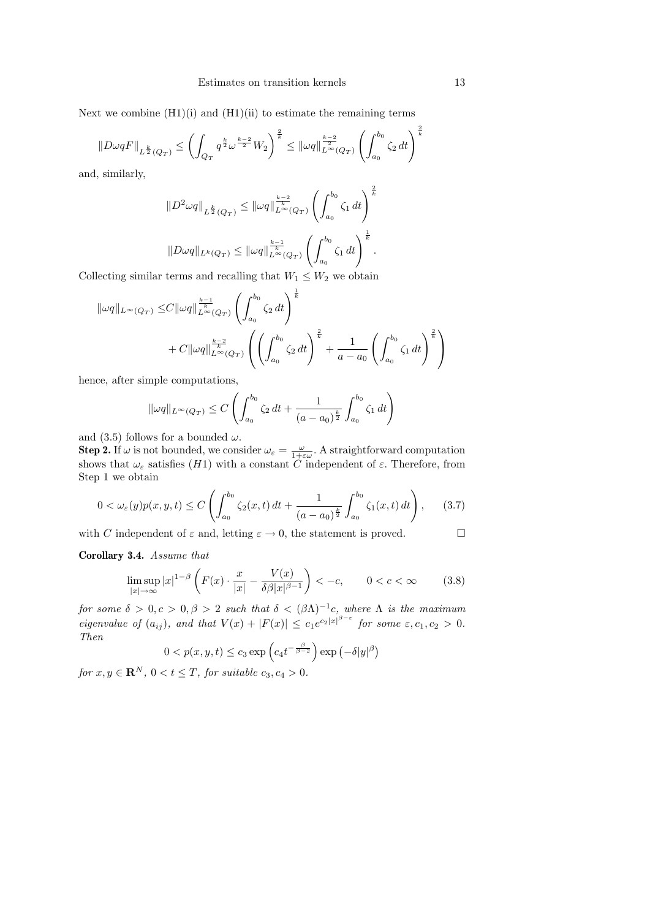Next we combine (H1)(i) and (H1)(ii) to estimate the remaining terms

$$\|D\omega qF\|_{L^{\frac{k}{2}}(Q_T)} \leq \left(\int_{Q_T} q^{\frac{k}{2}}\omega^{\frac{k-2}{2}}W_2\right)^{\frac{2}{k}} \leq \|\omega q\|_{L^\infty(Q_T)}^{\frac{k-2}{2}}\left(\int_{a_0}^{b_0}\zeta_2\,dt\right)^{\frac{2}{k}}$$

and, similarly,

$$\|D^2\omega q\|_{L^{\frac{k}{2}}(Q_T)} \leq \|\omega q\|_{L^\infty(Q_T)}^{\frac{k-2}{k}}\left(\int_{a_0}^{b_0}\zeta_1\,dt\right)^{\frac{2}{k}}$$

$$\|D\omega q\|_{L^k(Q_T)} \leq \|\omega q\|_{L^\infty(Q_T)}^{\frac{k-1}{k}}\left(\int_{a_0}^{b_0}\zeta_1\,dt\right)^{\frac{1}{k}}.$$

Collecting similar terms and recalling that $W_1 \leq W_2$ we obtain

$$\begin{aligned}\|\omega q\|_{L^\infty(Q_T)} \leq & C\|\omega q\|_{L^\infty(Q_T)}^{\frac{k-1}{k}}\left(\int_{a_0}^{b_0}\zeta_2\,dt\right)^{\frac{1}{k}} \\ & + C\|\omega q\|_{L^\infty(Q_T)}^{\frac{k-2}{k}}\left(\left(\int_{a_0}^{b_0}\zeta_2\,dt\right)^{\frac{2}{k}} + \frac{1}{a-a_0}\left(\int_{a_0}^{b_0}\zeta_1\,dt\right)^{\frac{2}{k}}\right)\end{aligned}$$

hence, after simple computations,

$$\|\omega q\|_{L^\infty(Q_T)} \leq C\left(\int_{a_0}^{b_0}\zeta_2\,dt + \frac{1}{(a-a_0)^{\frac{k}{2}}}\int_{a_0}^{b_0}\zeta_1\,dt\right)$$

and (3.5) follows for a bounded $\omega$.

**Step 2.** If $\omega$ is not bounded, we consider $\omega_\varepsilon = \frac{\omega}{1+\varepsilon\omega}$. A straightforward computation shows that $\omega_\varepsilon$ satisfies $(H1)$ with a constant $C$ independent of $\varepsilon$. Therefore, from Step 1 we obtain

$$0 < \omega_\varepsilon(y)p(x,y,t) \leq C\left(\int_{a_0}^{b_0}\zeta_2(x,t)\,dt + \frac{1}{(a-a_0)^{\frac{k}{2}}}\int_{a_0}^{b_0}\zeta_1(x,t)\,dt\right), \qquad (3.7)$$

with $C$ independent of $\varepsilon$ and, letting $\varepsilon \to 0$, the statement is proved. □

**Corollary 3.4.** *Assume that*

$$\limsup_{|x|\to\infty}|x|^{1-\beta}\left(F(x)\cdot\frac{x}{|x|} - \frac{V(x)}{\delta\beta|x|^{\beta-1}}\right) < -c, \qquad 0 < c < \infty \qquad (3.8)$$

*for some $\delta > 0, c > 0, \beta > 2$ such that $\delta < (\beta\Lambda)^{-1}c$, where $\Lambda$ is the maximum eigenvalue of $(a_{ij})$, and that $V(x) + |F(x)| \leq c_1 e^{c_2|x|^{\beta-\varepsilon}}$ for some $\varepsilon, c_1, c_2 > 0$. Then*

$$0 < p(x,y,t) \leq c_3\exp\left(c_4 t^{-\frac{\beta}{\beta-2}}\right)\exp\left(-\delta|y|^\beta\right)$$

*for $x, y \in \mathbf{R}^N$, $0 < t \leq T$, for suitable $c_3, c_4 > 0$.*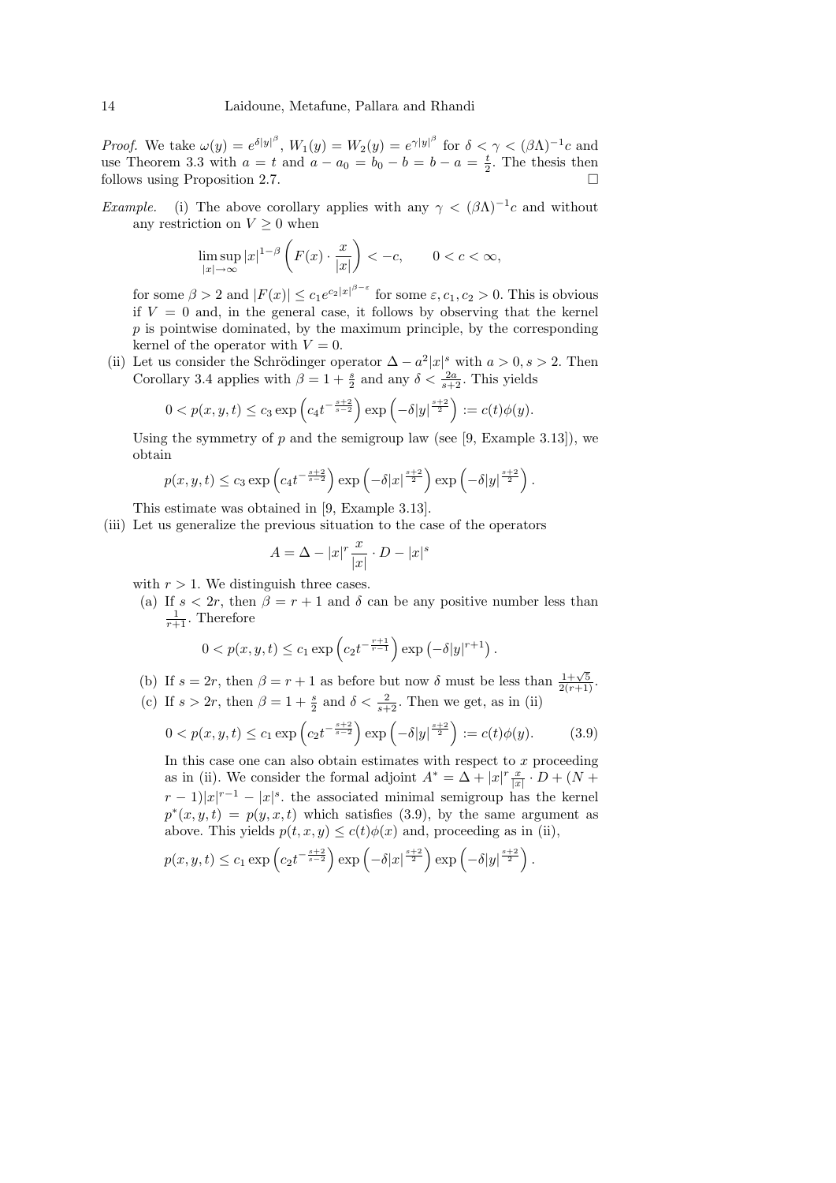*Proof.* We take $\omega(y) = e^{\delta|y|^\beta}$, $W_1(y) = W_2(y) = e^{\gamma|y|^\beta}$ for $\delta < \gamma < (\beta\Lambda)^{-1}c$ and use Theorem 3.3 with $a = t$ and $a - a_0 = b_0 - b = b - a = \frac{t}{2}$. The thesis then follows using Proposition 2.7. □

*Example.* (i) The above corollary applies with any $\gamma < (\beta\Lambda)^{-1}c$ and without any restriction on $V \geq 0$ when

$$\limsup_{|x|\to\infty} |x|^{1-\beta}\left(F(x)\cdot\frac{x}{|x|}\right) < -c, \qquad 0 < c < \infty,$$

for some $\beta > 2$ and $|F(x)| \leq c_1 e^{c_2|x|^{\beta-\varepsilon}}$ for some $\varepsilon, c_1, c_2 > 0$. This is obvious if $V = 0$ and, in the general case, it follows by observing that the kernel $p$ is pointwise dominated, by the maximum principle, by the corresponding kernel of the operator with $V = 0$.

(ii) Let us consider the Schrödinger operator $\Delta - a^2|x|^s$ with $a > 0, s > 2$. Then Corollary 3.4 applies with $\beta = 1 + \frac{s}{2}$ and any $\delta < \frac{2a}{s+2}$. This yields

$$0 < p(x,y,t) \leq c_3 \exp\left(c_4 t^{-\frac{s+2}{s-2}}\right)\exp\left(-\delta|y|^{\frac{s+2}{2}}\right) := c(t)\phi(y).$$

Using the symmetry of $p$ and the semigroup law (see [9, Example 3.13]), we obtain

$$p(x,y,t) \leq c_3 \exp\left(c_4 t^{-\frac{s+2}{s-2}}\right)\exp\left(-\delta|x|^{\frac{s+2}{2}}\right)\exp\left(-\delta|y|^{\frac{s+2}{2}}\right).$$

This estimate was obtained in [9, Example 3.13].

(iii) Let us generalize the previous situation to the case of the operators

$$A = \Delta - |x|^r\frac{x}{|x|}\cdot D - |x|^s$$

with $r > 1$. We distinguish three cases.

(a) If $s < 2r$, then $\beta = r + 1$ and $\delta$ can be any positive number less than $\frac{1}{r+1}$. Therefore

$$0 < p(x,y,t) \leq c_1 \exp\left(c_2 t^{-\frac{r+1}{r-1}}\right)\exp\left(-\delta|y|^{r+1}\right).$$

(b) If $s = 2r$, then $\beta = r + 1$ as before but now $\delta$ must be less than $\frac{1+\sqrt{5}}{2(r+1)}$.

(c) If $s > 2r$, then $\beta = 1 + \frac{s}{2}$ and $\delta < \frac{2}{s+2}$. Then we get, as in (ii)

$$0 < p(x,y,t) \leq c_1 \exp\left(c_2 t^{-\frac{s+2}{s-2}}\right)\exp\left(-\delta|y|^{\frac{s+2}{2}}\right) := c(t)\phi(y). \tag{3.9}$$

In this case one can also obtain estimates with respect to $x$ proceeding as in (ii). We consider the formal adjoint $A^* = \Delta + |x|^r\frac{x}{|x|}\cdot D + (N + r - 1)|x|^{r-1} - |x|^s$. the associated minimal semigroup has the kernel $p^*(x,y,t) = p(y,x,t)$ which satisfies (3.9), by the same argument as above. This yields $p(t,x,y) \leq c(t)\phi(x)$ and, proceeding as in (ii),

$$p(x,y,t) \leq c_1 \exp\left(c_2 t^{-\frac{s+2}{s-2}}\right)\exp\left(-\delta|x|^{\frac{s+2}{2}}\right)\exp\left(-\delta|y|^{\frac{s+2}{2}}\right).$$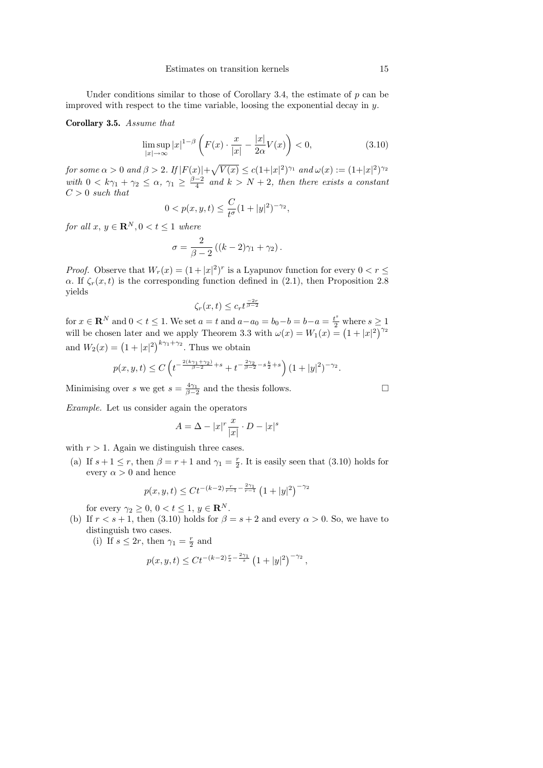Under conditions similar to those of Corollary 3.4, the estimate of $p$ can be improved with respect to the time variable, loosing the exponential decay in $y$.

**Corollary 3.5.** *Assume that*

$$\limsup_{|x|\to\infty} |x|^{1-\beta}\left(F(x)\cdot\frac{x}{|x|} - \frac{|x|}{2\alpha}V(x)\right) < 0, \tag{3.10}$$

*for some $\alpha > 0$ and $\beta > 2$. If $|F(x)| + \sqrt{V(x)} \le c(1+|x|^2)^{\gamma_1}$ and $\omega(x) := (1+|x|^2)^{\gamma_2}$ with $0 < k\gamma_1 + \gamma_2 \le \alpha$, $\gamma_1 \ge \frac{\beta-2}{4}$ and $k > N+2$, then there exists a constant $C > 0$ such that*

$$0 < p(x,y,t) \le \frac{C}{t^\sigma}(1+|y|^2)^{-\gamma_2},$$

*for all $x$, $y \in \mathbf{R}^N$, $0 < t \le 1$ where*

$$\sigma = \frac{2}{\beta-2}\left((k-2)\gamma_1 + \gamma_2\right).$$

*Proof.* Observe that $W_r(x) = (1+|x|^2)^r$ is a Lyapunov function for every $0 < r \le \alpha$. If $\zeta_r(x,t)$ is the corresponding function defined in (2.1), then Proposition 2.8 yields

$$\zeta_r(x,t) \le c_r t^{\frac{-2r}{\beta-2}}$$

for $x \in \mathbf{R}^N$ and $0 < t \le 1$. We set $a = t$ and $a - a_0 = b_0 - b = b - a = \frac{t^s}{2}$ where $s \ge 1$ will be chosen later and we apply Theorem 3.3 with $\omega(x) = W_1(x) = \left(1+|x|^2\right)^{\gamma_2}$ and $W_2(x) = \left(1+|x|^2\right)^{k\gamma_1+\gamma_2}$. Thus we obtain

$$p(x,y,t) \le C\left(t^{-\frac{2(k\gamma_1+\gamma_2)}{\beta-2}+s} + t^{-\frac{2\gamma_2}{\beta-2}-s\frac{k}{2}+s}\right)(1+|y|^2)^{-\gamma_2}.$$

Minimising over $s$ we get $s = \frac{4\gamma_1}{\beta-2}$ and the thesis follows. $\square$

*Example.* Let us consider again the operators

$$A = \Delta - |x|^r\frac{x}{|x|}\cdot D - |x|^s$$

with $r > 1$. Again we distinguish three cases.

(a) If $s+1 \le r$, then $\beta = r+1$ and $\gamma_1 = \frac{r}{2}$. It is easily seen that (3.10) holds for every $\alpha > 0$ and hence

$$p(x,y,t) \le Ct^{-(k-2)\frac{r}{r-1} - \frac{2\gamma_1}{r-1}}\left(1+|y|^2\right)^{-\gamma_2}$$

for every $\gamma_2 \ge 0$, $0 < t \le 1$, $y \in \mathbf{R}^N$.

(b) If $r < s+1$, then (3.10) holds for $\beta = s+2$ and every $\alpha > 0$. So, we have to distinguish two cases.

   (i) If $s \le 2r$, then $\gamma_1 = \frac{r}{2}$ and

$$p(x,y,t) \le Ct^{-(k-2)\frac{r}{s} - \frac{2\gamma_1}{s}}\left(1+|y|^2\right)^{-\gamma_2},$$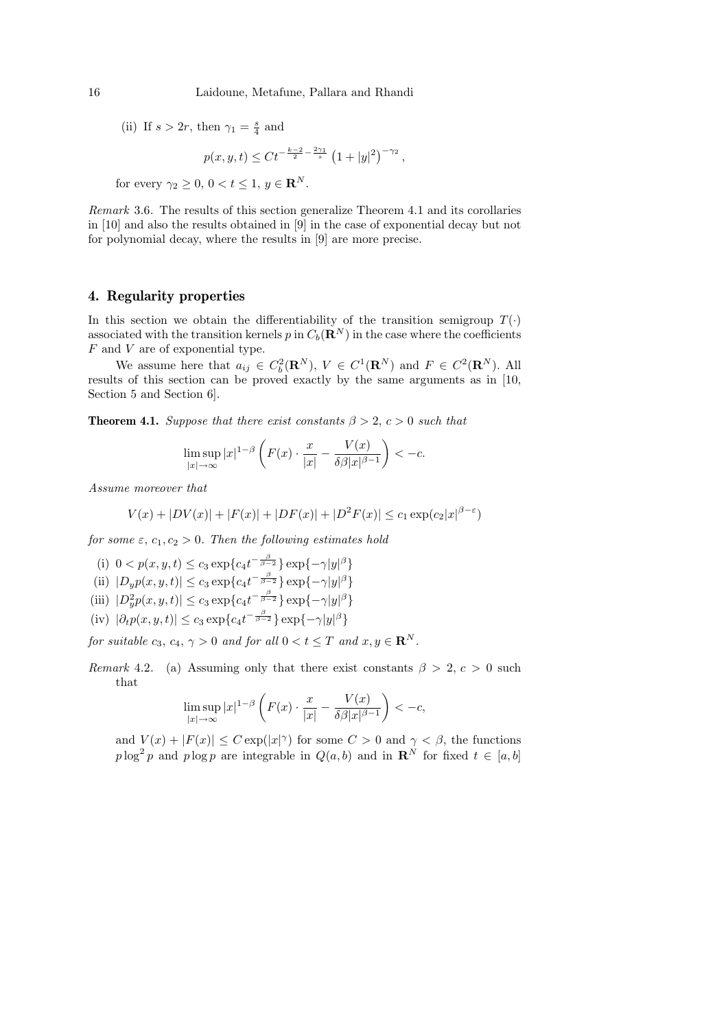(ii) If $s > 2r$, then $\gamma_1 = \frac{s}{4}$ and

$$p(x,y,t) \le Ct^{-\frac{k-2}{2}-\frac{2\gamma_1}{s}} \left(1+|y|^2\right)^{-\gamma_2},$$

for every $\gamma_2 \ge 0$, $0 < t \le 1$, $y \in \mathbf{R}^N$.

*Remark* 3.6. The results of this section generalize Theorem 4.1 and its corollaries in [10] and also the results obtained in [9] in the case of exponential decay but not for polynomial decay, where the results in [9] are more precise.

## 4. Regularity properties

In this section we obtain the differentiability of the transition semigroup $T(\cdot)$ associated with the transition kernels $p$ in $C_b(\mathbf{R}^N)$ in the case where the coefficients $F$ and $V$ are of exponential type.

We assume here that $a_{ij} \in C_b^2(\mathbf{R}^N)$, $V \in C^1(\mathbf{R}^N)$ and $F \in C^2(\mathbf{R}^N)$. All results of this section can be proved exactly by the same arguments as in [10, Section 5 and Section 6].

**Theorem 4.1.** *Suppose that there exist constants $\beta > 2$, $c > 0$ such that*

$$\limsup_{|x|\to\infty} |x|^{1-\beta}\left(F(x)\cdot\frac{x}{|x|} - \frac{V(x)}{\delta\beta|x|^{\beta-1}}\right) < -c.$$

*Assume moreover that*

$$V(x) + |DV(x)| + |F(x)| + |DF(x)| + |D^2F(x)| \le c_1 \exp(c_2|x|^{\beta-\varepsilon})$$

*for some $\varepsilon$, $c_1, c_2 > 0$. Then the following estimates hold*

(i) $0 < p(x,y,t) \le c_3 \exp\{c_4 t^{-\frac{\beta}{\beta-2}}\}\exp\{-\gamma|y|^\beta\}$

(ii) $|D_y p(x,y,t)| \le c_3 \exp\{c_4 t^{-\frac{\beta}{\beta-2}}\}\exp\{-\gamma|y|^\beta\}$

(iii) $|D_y^2 p(x,y,t)| \le c_3 \exp\{c_4 t^{-\frac{\beta}{\beta-2}}\}\exp\{-\gamma|y|^\beta\}$

(iv) $|\partial_t p(x,y,t)| \le c_3 \exp\{c_4 t^{-\frac{\beta}{\beta-2}}\}\exp\{-\gamma|y|^\beta\}$

*for suitable $c_3$, $c_4$, $\gamma > 0$ and for all $0 < t \le T$ and $x, y \in \mathbf{R}^N$.*

*Remark* 4.2. (a) Assuming only that there exist constants $\beta > 2$, $c > 0$ such that

$$\limsup_{|x|\to\infty} |x|^{1-\beta}\left(F(x)\cdot\frac{x}{|x|} - \frac{V(x)}{\delta\beta|x|^{\beta-1}}\right) < -c,$$

and $V(x) + |F(x)| \le C\exp(|x|^\gamma)$ for some $C > 0$ and $\gamma < \beta$, the functions $p\log^2 p$ and $p\log p$ are integrable in $Q(a,b)$ and in $\mathbf{R}^N$ for fixed $t \in [a,b]$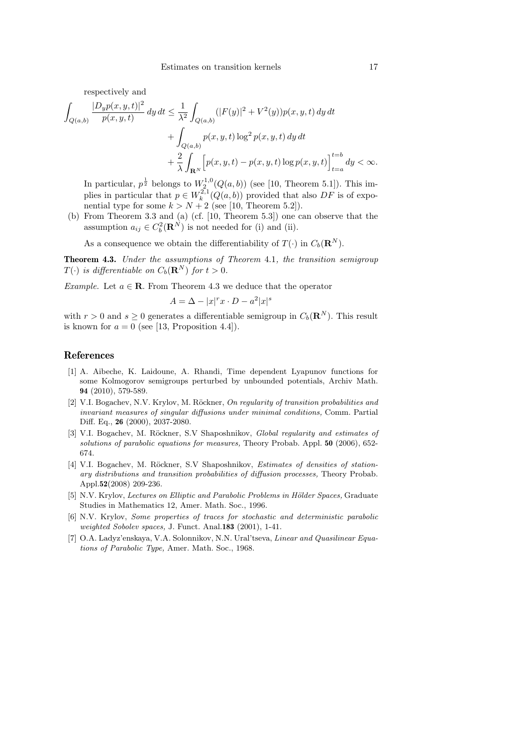respectively and

$$\int_{Q(a,b)} \frac{|D_y p(x,y,t)|^2}{p(x,y,t)}\,dy\,dt \le \frac{1}{\lambda^2}\int_{Q(a,b)} (|F(y)|^2 + V^2(y))p(x,y,t)\,dy\,dt$$
$$+ \int_{Q(a,b)} p(x,y,t)\log^2 p(x,y,t)\,dy\,dt$$
$$+ \frac{2}{\lambda}\int_{\mathbf{R}^N}\Big[p(x,y,t) - p(x,y,t)\log p(x,y,t)\Big]_{t=a}^{t=b} dy < \infty.$$

In particular, $p^{\frac{1}{2}}$ belongs to $W_2^{1,0}(Q(a,b))$ (see [10, Theorem 5.1]). This implies in particular that $p \in W_k^{2,1}(Q(a,b))$ provided that also $DF$ is of exponential type for some $k > N+2$ (see [10, Theorem 5.2]).

(b) From Theorem 3.3 and (a) (cf. [10, Theorem 5.3]) one can observe that the assumption $a_{ij} \in C_b^2(\mathbf{R}^N)$ is not needed for (i) and (ii).

As a consequence we obtain the differentiability of $T(\cdot)$ in $C_b(\mathbf{R}^N)$.

**Theorem 4.3.** *Under the assumptions of Theorem* 4.1*, the transition semigroup* $T(\cdot)$ *is differentiable on* $C_b(\mathbf{R}^N)$ *for* $t > 0$.

*Example.* Let $a \in \mathbf{R}$. From Theorem 4.3 we deduce that the operator

$$A = \Delta - |x|^r x \cdot D - a^2|x|^s$$

with $r > 0$ and $s \ge 0$ generates a differentiable semigroup in $C_b(\mathbf{R}^N)$. This result is known for $a = 0$ (see [13, Proposition 4.4]).

## References

[1] A. Aibeche, K. Laidoune, A. Rhandi, Time dependent Lyapunov functions for some Kolmogorov semigroups perturbed by unbounded potentials, Archiv Math. **94** (2010), 579-589.

[2] V.I. Bogachev, N.V. Krylov, M. Röckner, *On regularity of transition probabilities and invariant measures of singular diffusions under minimal conditions,* Comm. Partial Diff. Eq., **26** (2000), 2037-2080.

[3] V.I. Bogachev, M. Röckner, S.V Shaposhnikov, *Global regularity and estimates of solutions of parabolic equations for measures,* Theory Probab. Appl. **50** (2006), 652-674.

[4] V.I. Bogachev, M. Röckner, S.V Shaposhnikov, *Estimates of densities of stationary distributions and transition probabilities of diffusion processes,* Theory Probab. Appl.**52**(2008) 209-236.

[5] N.V. Krylov, *Lectures on Elliptic and Parabolic Problems in Hölder Spaces,* Graduate Studies in Mathematics 12, Amer. Math. Soc., 1996.

[6] N.V. Krylov, *Some properties of traces for stochastic and deterministic parabolic weighted Sobolev spaces,* J. Funct. Anal.**183** (2001), 1-41.

[7] O.A. Ladyz'enskaya, V.A. Solonnikov, N.N. Ural'tseva, *Linear and Quasilinear Equations of Parabolic Type,* Amer. Math. Soc., 1968.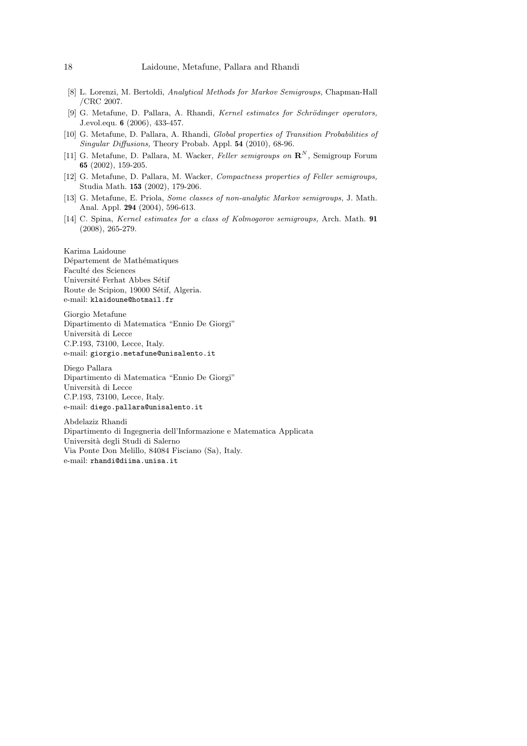[8] L. Lorenzi, M. Bertoldi, *Analytical Methods for Markov Semigroups,* Chapman-Hall /CRC 2007.

[9] G. Metafune, D. Pallara, A. Rhandi, *Kernel estimates for Schrödinger operators,* J.evol.equ. **6** (2006), 433-457.

[10] G. Metafune, D. Pallara, A. Rhandi, *Global properties of Transition Probabilities of Singular Diffusions,* Theory Probab. Appl. **54** (2010), 68-96.

[11] G. Metafune, D. Pallara, M. Wacker, *Feller semigroups on* $\mathbf{R}^N$, Semigroup Forum **65** (2002), 159-205.

[12] G. Metafune, D. Pallara, M. Wacker, *Compactness properties of Feller semigroups,* Studia Math. **153** (2002), 179-206.

[13] G. Metafune, E. Priola, *Some classes of non-analytic Markov semigroups,* J. Math. Anal. Appl. **294** (2004), 596-613.

[14] C. Spina, *Kernel estimates for a class of Kolmogorov semigroups,* Arch. Math. **91** (2008), 265-279.

Karima Laidoune
Département de Mathématiques
Faculté des Sciences
Université Ferhat Abbes Sétif
Route de Scipion, 19000 Sétif, Algeria.
e-mail: klaidoune@hotmail.fr

Giorgio Metafune
Dipartimento di Matematica "Ennio De Giorgi"
Università di Lecce
C.P.193, 73100, Lecce, Italy.
e-mail: giorgio.metafune@unisalento.it

Diego Pallara
Dipartimento di Matematica "Ennio De Giorgi"
Università di Lecce
C.P.193, 73100, Lecce, Italy.
e-mail: diego.pallara@unisalento.it

Abdelaziz Rhandi
Dipartimento di Ingegneria dell'Informazione e Matematica Applicata
Università degli Studi di Salerno
Via Ponte Don Melillo, 84084 Fisciano (Sa), Italy.
e-mail: rhandi@diima.unisa.it